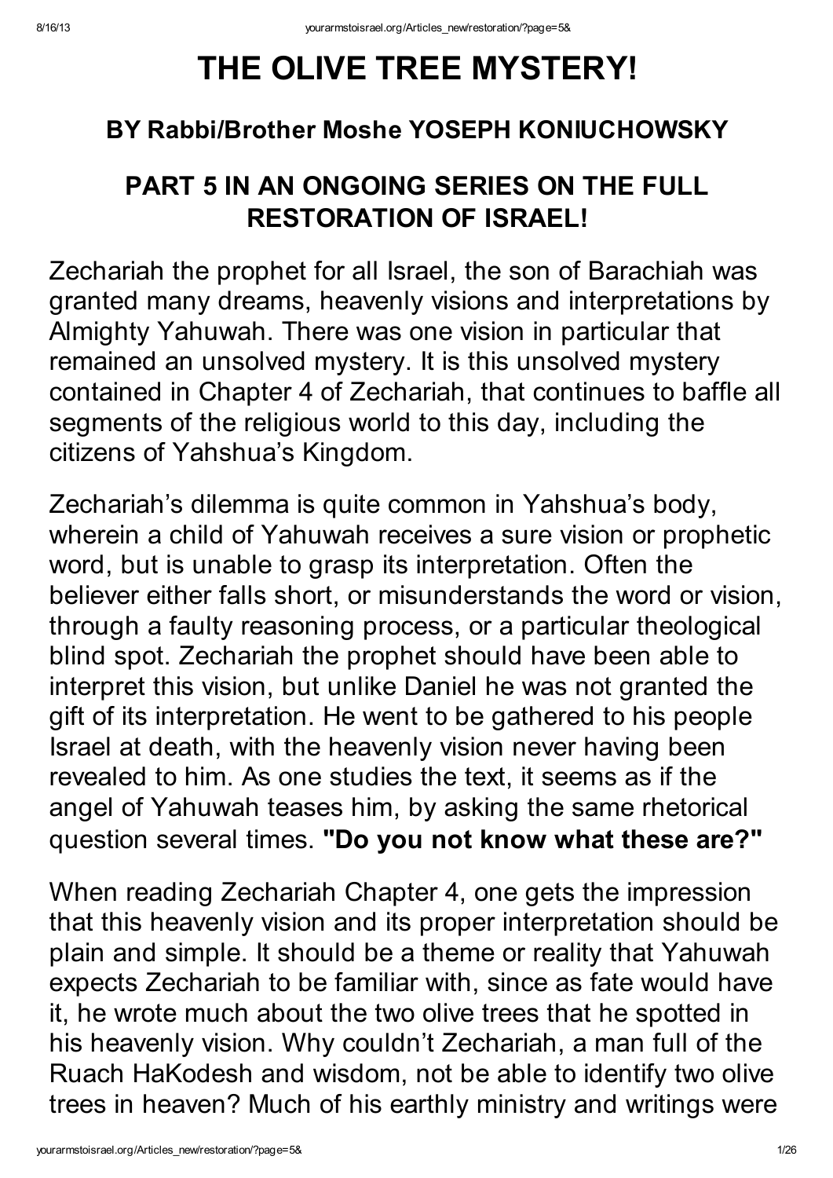# THE OLIVE TREE MYSTERY!

## BY Rabbi/Brother Moshe YOSEPH KONIUCHOWSKY

## PART 5 IN AN ONGOING SERIES ON THE FULL RESTORATION OF ISRAEL!

Zechariah the prophet for all Israel, the son of Barachiah was granted many dreams, heavenly visions and interpretations by Almighty Yahuwah. There was one vision in particular that remained an unsolved mystery. It is this unsolved mystery contained in Chapter 4 of Zechariah, that continues to baffle all segments of the religious world to this day, including the citizens of Yahshua's Kingdom.

Zechariah's dilemma is quite common in Yahshua's body, wherein a child of Yahuwah receives a sure vision or prophetic word, but is unable to grasp its interpretation. Often the believer either falls short, or misunderstands the word or vision, through a faulty reasoning process, or a particular theological blind spot. Zechariah the prophet should have been able to interpret this vision, but unlike Daniel he was not granted the gift of its interpretation. He went to be gathered to his people Israel at death, with the heavenly vision never having been revealed to him. As one studies the text, it seems as if the angel of Yahuwah teases him, by asking the same rhetorical question several times. **"Do you not know what these are?"**

When reading Zechariah Chapter 4, one gets the impression that this heavenly vision and its proper interpretation should be plain and simple. It should be a theme or reality that Yahuwah expects Zechariah to be familiar with, since as fate would have it, he wrote much about the two olive trees that he spotted in his heavenly vision. Why couldn't Zechariah, a man full of the Ruach HaKodesh and wisdom, not be able to identify two olive trees in heaven? Much of his earthly ministry and writings were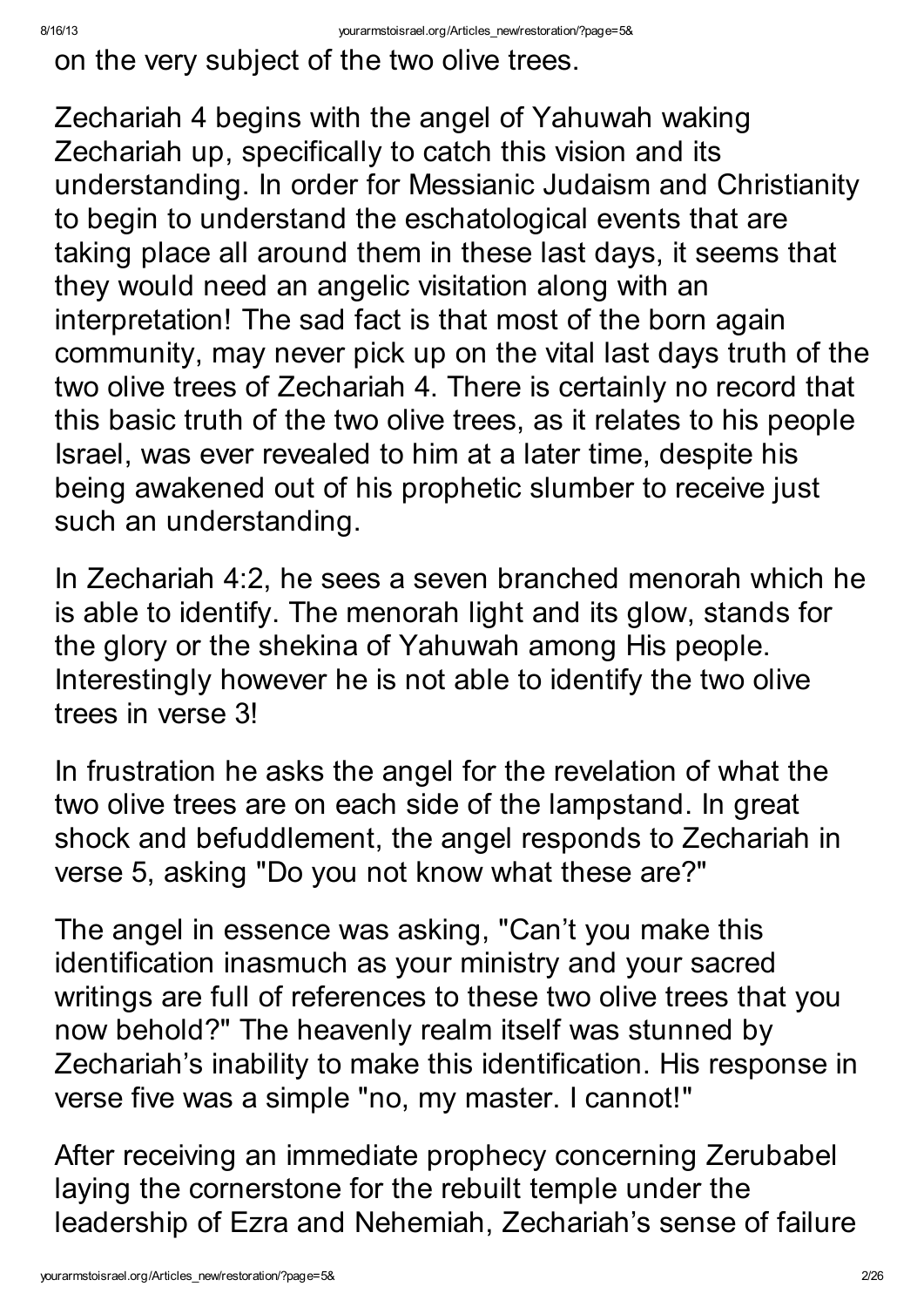on the very subject of the two olive trees.

Zechariah 4 begins with the angel of Yahuwah waking Zechariah up, specifically to catch this vision and its understanding. In order for Messianic Judaism and Christianity to begin to understand the eschatological events that are taking place all around them in these last days, it seems that they would need an angelic visitation along with an interpretation! The sad fact is that most of the born again community, may never pick up on the vital last days truth of the two olive trees of Zechariah 4. There is certainly no record that this basic truth of the two olive trees, as it relates to his people Israel, was ever revealed to him at a later time, despite his being awakened out of his prophetic slumber to receive just such an understanding.

In Zechariah 4:2, he sees a seven branched menorah which he is able to identify. The menorah light and its glow, stands for the glory or the shekina of Yahuwah among His people. Interestingly however he is not able to identify the two olive trees in verse 3!

In frustration he asks the angel for the revelation of what the two olive trees are on each side of the lampstand. In great shock and befuddlement, the angel responds to Zechariah in verse 5, asking "Do you not know what these are?"

The angel in essence was asking, "Can't you make this identification inasmuch as your ministry and your sacred writings are full of references to these two olive trees that you now behold?" The heavenly realm itself was stunned by Zechariah's inability to make this identification. His response in verse five was a simple "no, my master. I cannot!"

After receiving an immediate prophecy concerning Zerubabel laying the cornerstone for the rebuilt temple under the leadership of Ezra and Nehemiah, Zechariah's sense of failure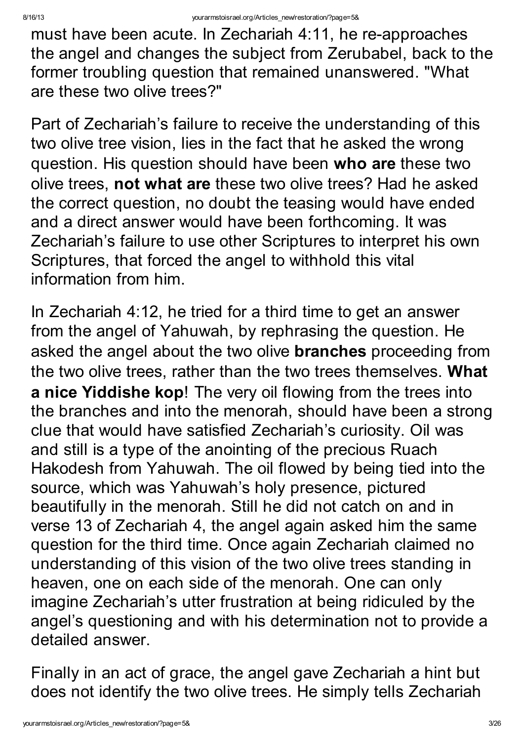must have been acute. In Zechariah 4:11, he re-approaches the angel and changes the subject from Zerubabel, back to the former troubling question that remained unanswered. "What are these two olive trees?"

Part of Zechariah's failure to receive the understanding of this two olive tree vision, lies in the fact that he asked the wrong question. His question should have been **who are** these two olive trees, **not what are** these two olive trees? Had he asked the correct question, no doubt the teasing would have ended and a direct answer would have been forthcoming. It was Zechariah's failure to use other Scriptures to interpret his own Scriptures, that forced the angel to withhold this vital information from him.

In Zechariah 4:12, he tried for a third time to get an answer from the angel of Yahuwah, by rephrasing the question. He asked the angel about the two olive **branches** proceeding from the two olive trees, rather than the two trees themselves. **What a nice Yiddishe kop**! The very oil flowing from the trees into the branches and into the menorah, should have been a strong clue that would have satisfied Zechariah's curiosity. Oil was and still is a type of the anointing of the precious Ruach Hakodesh from Yahuwah. The oil flowed by being tied into the source, which was Yahuwah's holy presence, pictured beautifully in the menorah. Still he did not catch on and in verse 13 of Zechariah 4, the angel again asked him the same question for the third time. Once again Zechariah claimed no understanding of this vision of the two olive trees standing in heaven, one on each side of the menorah. One can only imagine Zechariah's utter frustration at being ridiculed by the angel's questioning and with his determination not to provide a detailed answer.

Finally in an act of grace, the angel gave Zechariah a hint but does not identify the two olive trees. He simply tells Zechariah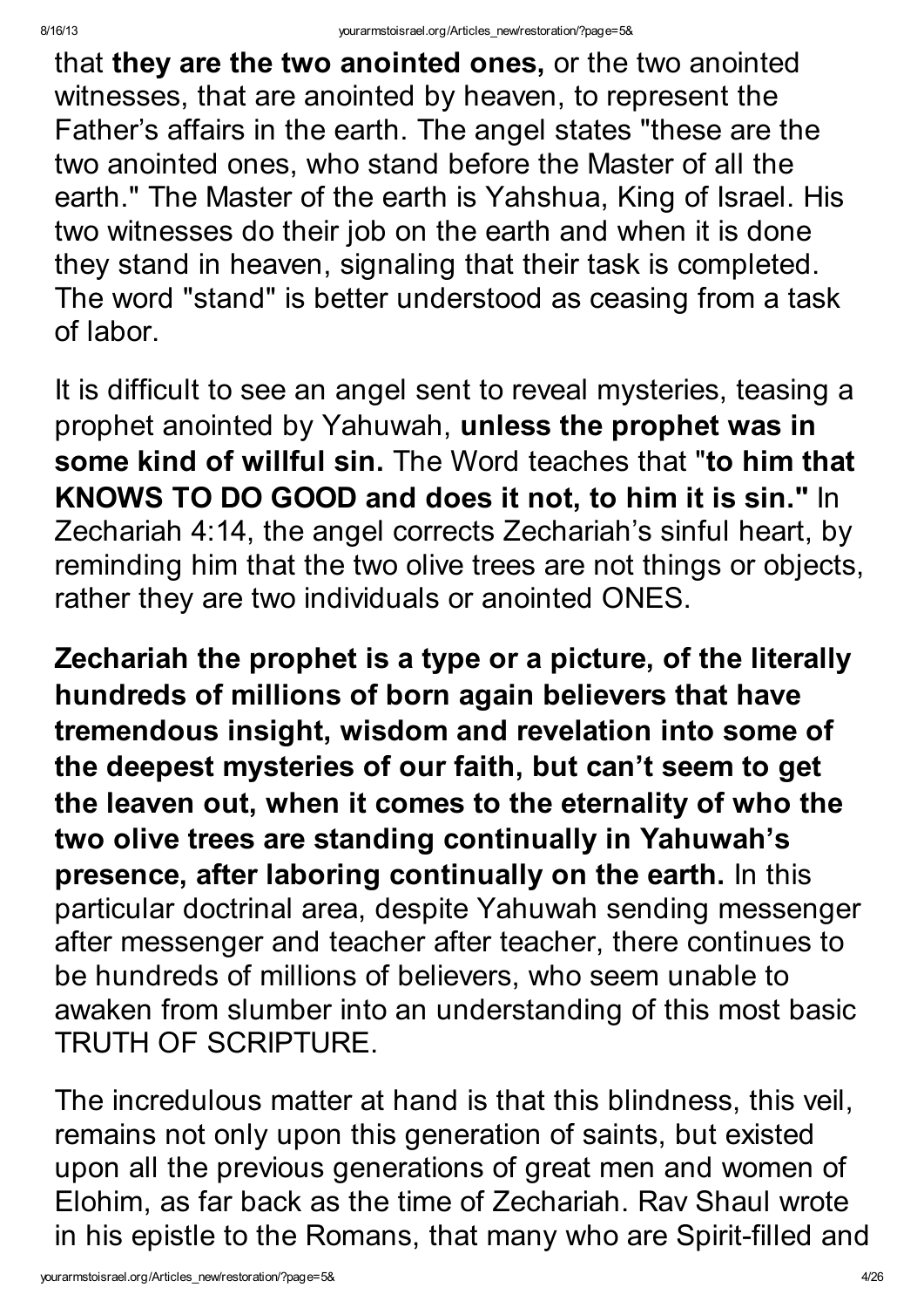that **they are the two anointed ones,** or the two anointed witnesses, that are anointed by heaven, to represent the Father's affairs in the earth. The angel states "these are the two anointed ones, who stand before the Master of all the earth." The Master of the earth is Yahshua, King of Israel. His two witnesses do their job on the earth and when it is done they stand in heaven, signaling that their task is completed. The word "stand" is better understood as ceasing from a task of labor.

It is difficult to see an angel sent to reveal mysteries, teasing a prophet anointed by Yahuwah, **unless the prophet was in some kind of willful sin.** The Word teaches that "**to him that KNOWS TO DO GOOD and does it not, to him it is sin."** In Zechariah 4:14, the angel corrects Zechariah's sinful heart, by reminding him that the two olive trees are not things or objects, rather they are two individuals or anointed ONES.

**Zechariah the prophet is a type or a picture, of the literally hundreds of millions of born again believers that have tremendous insight, wisdom and revelation into some of the deepest mysteries of our faith, but can't seem to get the leaven out, when it comes to the eternality of who the two olive trees are standing continually in Yahuwah's presence, after laboring continually on the earth.** In this particular doctrinal area, despite Yahuwah sending messenger after messenger and teacher after teacher, there continues to be hundreds of millions of believers, who seem unable to awaken from slumber into an understanding of this most basic TRUTH OF SCRIPTURE.

The incredulous matter at hand is that this blindness, this veil, remains not only upon this generation of saints, but existed upon all the previous generations of great men and women of Elohim, as far back as the time of Zechariah. Rav Shaul wrote in his epistle to the Romans, that many who are Spirit-filled and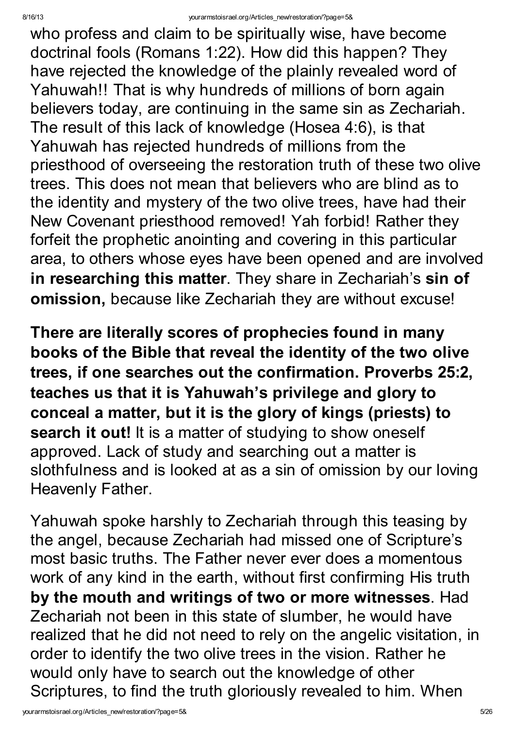who profess and claim to be spiritually wise, have become doctrinal fools (Romans 1:22). How did this happen? They have rejected the knowledge of the plainly revealed word of Yahuwah!! That is why hundreds of millions of born again believers today, are continuing in the same sin as Zechariah. The result of this lack of knowledge (Hosea 4:6), is that Yahuwah has rejected hundreds of millions from the priesthood of overseeing the restoration truth of these two olive trees. This does not mean that believers who are blind as to the identity and mystery of the two olive trees, have had their New Covenant priesthood removed! Yah forbid! Rather they forfeit the prophetic anointing and covering in this particular area, to others whose eyes have been opened and are involved **in researching this matter**. They share in Zechariah's **sin of omission,** because like Zechariah they are without excuse!

**There are literally scores of prophecies found in many books of the Bible that reveal the identity of the two olive trees, if one searches out the confirmation. Proverbs 25:2, teaches us that it is Yahuwah's privilege and glory to conceal a matter, but it is the glory of kings (priests) to search it out!** It is a matter of studying to show oneself approved. Lack of study and searching out a matter is slothfulness and is looked at as a sin of omission by our loving Heavenly Father.

Yahuwah spoke harshly to Zechariah through this teasing by the angel, because Zechariah had missed one of Scripture's most basic truths. The Father never ever does a momentous work of any kind in the earth, without first confirming His truth **by the mouth and writings of two or more witnesses**. Had Zechariah not been in this state of slumber, he would have realized that he did not need to rely on the angelic visitation, in order to identify the two olive trees in the vision. Rather he would only have to search out the knowledge of other Scriptures, to find the truth gloriously revealed to him. When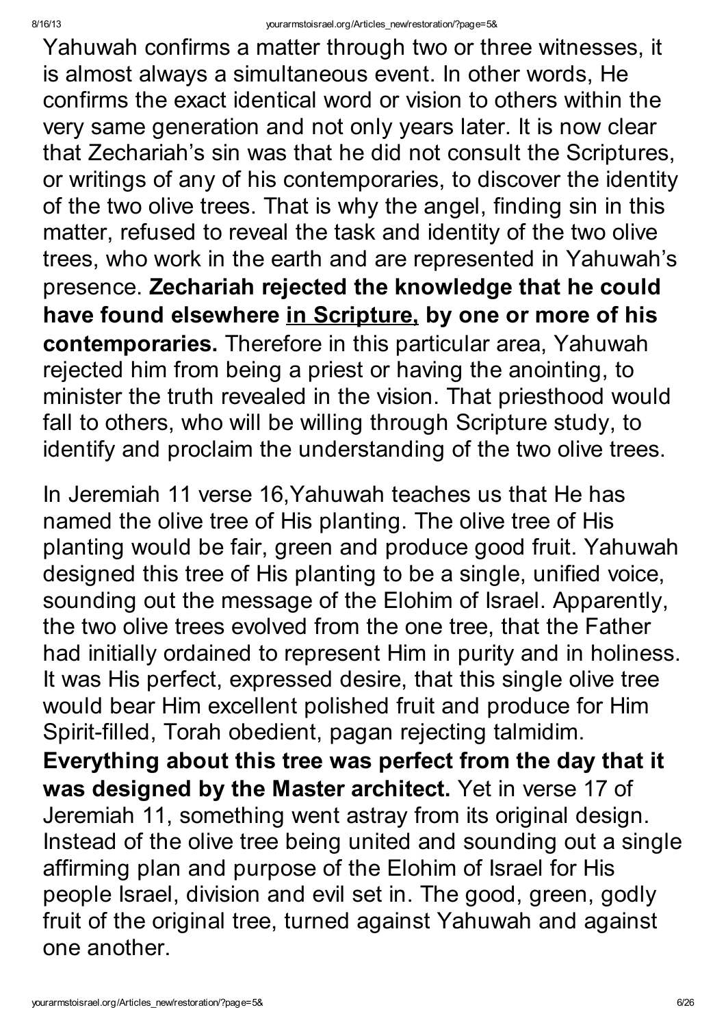Yahuwah confirms a matter through two or three witnesses, it is almost always a simultaneous event. In other words, He confirms the exact identical word or vision to others within the very same generation and not only years later. It is now clear that Zechariah's sin was that he did not consult the Scriptures, or writings of any of his contemporaries, to discover the identity of the two olive trees. That is why the angel, finding sin in this matter, refused to reveal the task and identity of the two olive trees, who work in the earth and are represented in Yahuwah's presence. **Zechariah rejected the knowledge that he could have found elsewhere <u>in Scripture,</u> by one or more of his contemporaries.** Therefore in this particular area, Yahuwah rejected him from being a priest or having the anointing, to minister the truth revealed in the vision. That priesthood would fall to others, who will be willing through Scripture study, to identify and proclaim the understanding of the two olive trees.

In Jeremiah 11 verse 16,Yahuwah teaches us that He has named the olive tree of His planting. The olive tree of His planting would be fair, green and produce good fruit. Yahuwah designed this tree of His planting to be a single, unified voice, sounding out the message of the Elohim of Israel. Apparently, the two olive trees evolved from the one tree, that the Father had initially ordained to represent Him in purity and in holiness. It was His perfect, expressed desire, that this single olive tree would bear Him excellent polished fruit and produce for Him Spirit-filled, Torah obedient, pagan rejecting talmidim. **Everything about this tree was perfect from the day that it was designed by the Master architect.** Yet in verse 17 of Jeremiah 11, something went astray from its original design. Instead of the olive tree being united and sounding out a single affirming plan and purpose of the Elohim of Israel for His people Israel, division and evil set in. The good, green, godly fruit of the original tree, turned against Yahuwah and against one another.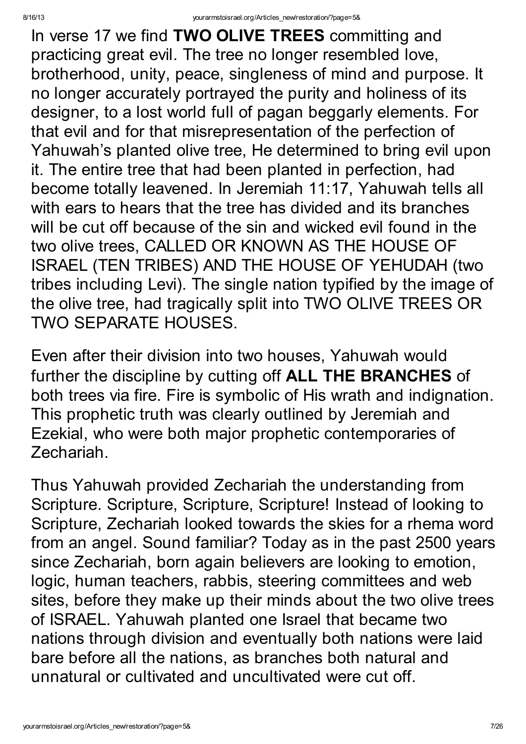In verse 17 we find **TWO OLIVE TREES** committing and practicing great evil. The tree no longer resembled love, brotherhood, unity, peace, singleness of mind and purpose. It no longer accurately portrayed the purity and holiness of its designer, to a lost world full of pagan beggarly elements. For that evil and for that misrepresentation of the perfection of Yahuwah's planted olive tree, He determined to bring evil upon it. The entire tree that had been planted in perfection, had become totally leavened. In Jeremiah 11:17, Yahuwah tells all with ears to hears that the tree has divided and its branches will be cut off because of the sin and wicked evil found in the two olive trees, CALLED OR KNOWN AS THE HOUSE OF ISRAEL (TEN TRIBES) AND THE HOUSE OF YEHUDAH (two tribes including Levi). The single nation typified by the image of the olive tree, had tragically split into TWO OLIVE TREES OR TWO SEPARATE HOUSES.

Even after their division into two houses, Yahuwah would further the discipline by cutting off **ALL THE BRANCHES** of both trees via fire. Fire is symbolic of His wrath and indignation. This prophetic truth was clearly outlined by Jeremiah and Ezekial, who were both major prophetic contemporaries of Zechariah.

Thus Yahuwah provided Zechariah the understanding from Scripture. Scripture, Scripture, Scripture! Instead of looking to Scripture, Zechariah looked towards the skies for a rhema word from an angel. Sound familiar? Today as in the past 2500 years since Zechariah, born again believers are looking to emotion, logic, human teachers, rabbis, steering committees and web sites, before they make up their minds about the two olive trees of ISRAEL. Yahuwah planted one Israel that became two nations through division and eventually both nations were laid bare before all the nations, as branches both natural and unnatural or cultivated and uncultivated were cut off.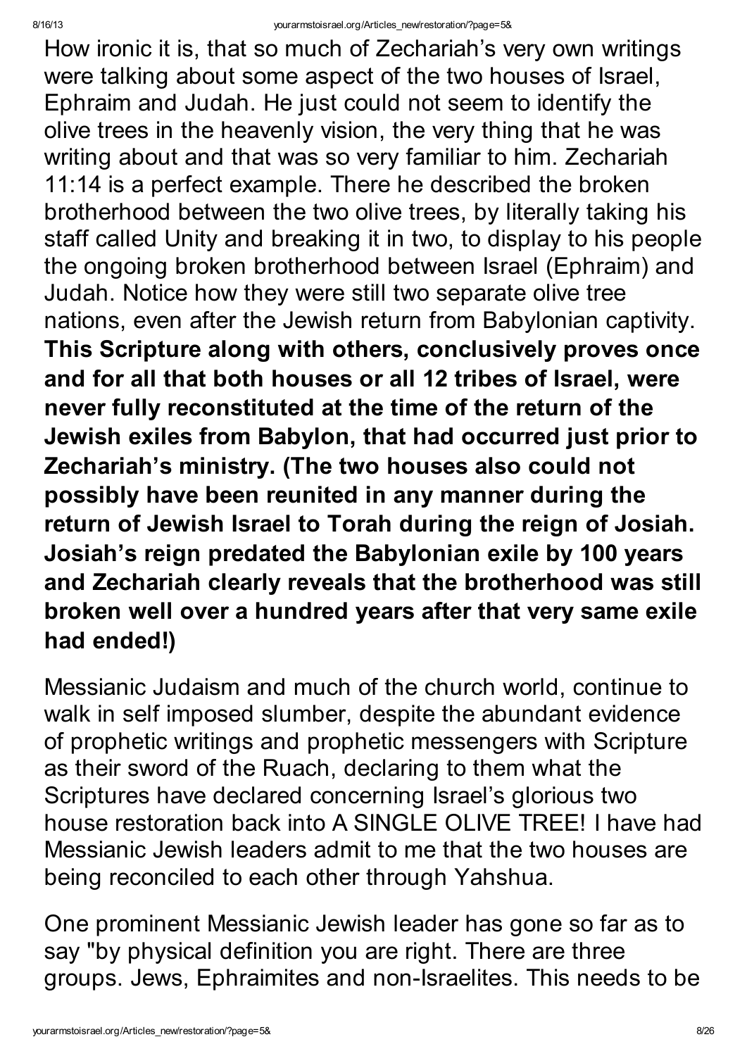How ironic it is, that so much of Zechariah's very own writings were talking about some aspect of the two houses of Israel, Ephraim and Judah. He just could not seem to identify the olive trees in the heavenly vision, the very thing that he was writing about and that was so very familiar to him. Zechariah 11:14 is a perfect example. There he described the broken brotherhood between the two olive trees, by literally taking his staff called Unity and breaking it in two, to display to his people the ongoing broken brotherhood between Israel (Ephraim) and Judah. Notice how they were still two separate olive tree nations, even after the Jewish return from Babylonian captivity. **This Scripture along with others, conclusively proves once and for all that both houses or all 12 tribes of Israel, were never fully reconstituted at the time of the return of the Jewish exiles from Babylon, that had occurred just prior to Zechariah's ministry. (The two houses also could not possibly have been reunited in any manner during the return of Jewish Israel to Torah during the reign of Josiah. Josiah's reign predated the Babylonian exile by 100 years and Zechariah clearly reveals that the brotherhood was still broken well over a hundred years after that very same exile had ended!)**

Messianic Judaism and much of the church world, continue to walk in self imposed slumber, despite the abundant evidence of prophetic writings and prophetic messengers with Scripture as their sword of the Ruach, declaring to them what the Scriptures have declared concerning Israel's glorious two house restoration back into A SINGLE OLIVE TREE! I have had Messianic Jewish leaders admit to me that the two houses are being reconciled to each other through Yahshua.

One prominent Messianic Jewish leader has gone so far as to say "by physical definition you are right. There are three groups. Jews, Ephraimites and non-Israelites. This needs to be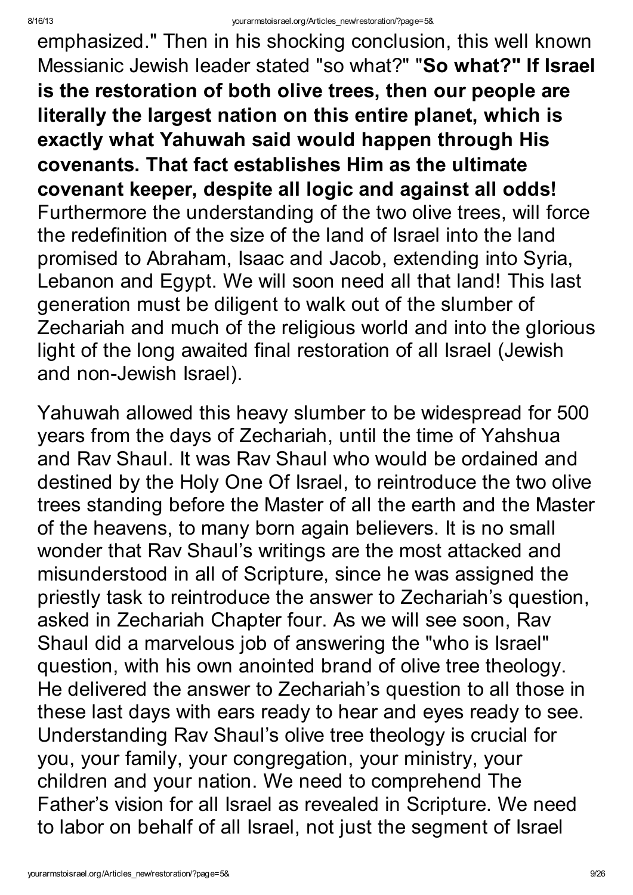emphasized." Then in his shocking conclusion, this well known Messianic Jewish leader stated "so what?" "**So what?" If Israel is the restoration of both olive trees, then our people are literally the largest nation on this entire planet, which is exactly what Yahuwah said would happen through His covenants. That fact establishes Him as the ultimate covenant keeper, despite all logic and against all odds!** Furthermore the understanding of the two olive trees, will force the redefinition of the size of the land of Israel into the land promised to Abraham, Isaac and Jacob, extending into Syria, Lebanon and Egypt. We will soon need all that land! This last generation must be diligent to walk out of the slumber of Zechariah and much of the religious world and into the glorious light of the long awaited final restoration of all Israel (Jewish and non-Jewish Israel).

Yahuwah allowed this heavy slumber to be widespread for 500 years from the days of Zechariah, until the time of Yahshua and Rav Shaul. It was Rav Shaul who would be ordained and destined by the Holy One Of Israel, to reintroduce the two olive trees standing before the Master of all the earth and the Master of the heavens, to many born again believers. It is no small wonder that Rav Shaul's writings are the most attacked and misunderstood in all of Scripture, since he was assigned the priestly task to reintroduce the answer to Zechariah's question, asked in Zechariah Chapter four. As we will see soon, Rav Shaul did a marvelous job of answering the "who is Israel" question, with his own anointed brand of olive tree theology. He delivered the answer to Zechariah's question to all those in these last days with ears ready to hear and eyes ready to see. Understanding Rav Shaul's olive tree theology is crucial for you, your family, your congregation, your ministry, your children and your nation. We need to comprehend The Father's vision for all Israel as revealed in Scripture. We need to labor on behalf of all Israel, not just the segment of Israel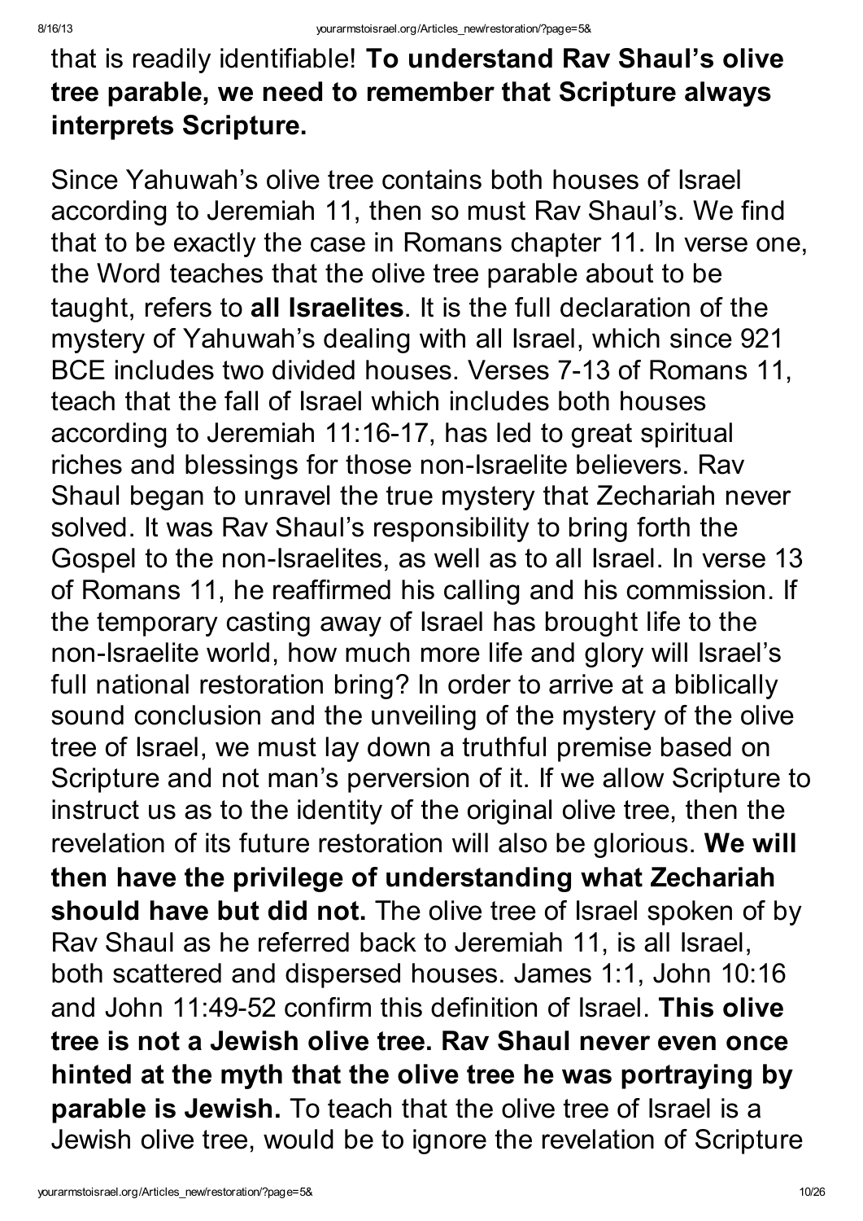that is readily identifiable! **To understand Rav Shaul's olive tree parable, we need to remember that Scripture always interprets Scripture.**

Since Yahuwah's olive tree contains both houses of Israel according to Jeremiah 11, then so must Rav Shaul's. We find that to be exactly the case in Romans chapter 11. In verse one, the Word teaches that the olive tree parable about to be taught, refers to **all Israelites**. It is the full declaration of the mystery of Yahuwah's dealing with all Israel, which since 921 BCE includes two divided houses. Verses 7-13 of Romans 11, teach that the fall of Israel which includes both houses according to Jeremiah 11:16-17, has led to great spiritual riches and blessings for those non-Israelite believers. Rav Shaul began to unravel the true mystery that Zechariah never solved. It was Rav Shaul's responsibility to bring forth the Gospel to the non-Israelites, as well as to all Israel. In verse 13 of Romans 11, he reaffirmed his calling and his commission. If the temporary casting away of Israel has brought life to the non-Israelite world, how much more life and glory will Israel's full national restoration bring? In order to arrive at a biblically sound conclusion and the unveiling of the mystery of the olive tree of Israel, we must lay down a truthful premise based on Scripture and not man's perversion of it. If we allow Scripture to instruct us as to the identity of the original olive tree, then the revelation of its future restoration will also be glorious. **We will then have the privilege of understanding what Zechariah should have but did not.** The olive tree of Israel spoken of by Rav Shaul as he referred back to Jeremiah 11, is all Israel, both scattered and dispersed houses. James 1:1, John 10:16 and John 11:49-52 confirm this definition of Israel. **This olive tree is not a Jewish olive tree. Rav Shaul never even once hinted at the myth that the olive tree he was portraying by parable is Jewish.** To teach that the olive tree of Israel is a Jewish olive tree, would be to ignore the revelation of Scripture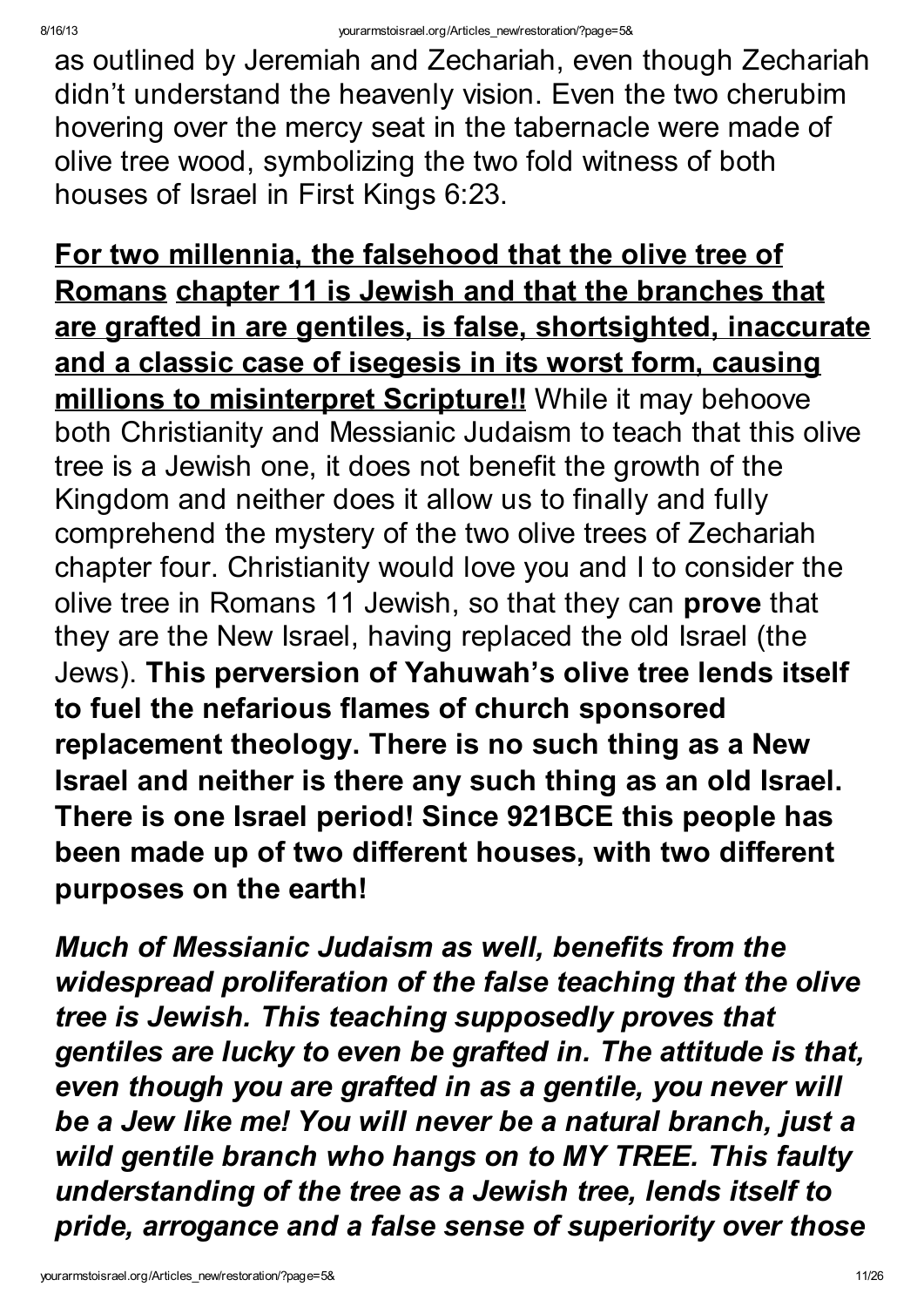as outlined by Jeremiah and Zechariah, even though Zechariah didn't understand the heavenly vision. Even the two cherubim hovering over the mercy seat in the tabernacle were made of olive tree wood, symbolizing the two fold witness of both houses of Israel in First Kings 6:23.

<u>**For two millennia, the falsehood that the olive tree of Romans chapter 11 is Jewish and that the branches that are grafted in are gentiles, is false, shortsighted, inaccurate and a classic case of isegesis in its worst form, causing millions to misinterpret Scripture!!**</u> While it may behoove both Christianity and Messianic Judaism to teach that this olive tree is a Jewish one, it does not benefit the growth of the Kingdom and neither does it allow us to finally and fully comprehend the mystery of the two olive trees of Zechariah chapter four. Christianity would love you and I to consider the olive tree in Romans 11 Jewish, so that they can **prove** that they are the New Israel, having replaced the old Israel (the Jews). **This perversion of Yahuwah's olive tree lends itself to fuel the nefarious flames of church sponsored replacement theology. There is no such thing as a New Israel and neither is there any such thing as an old Israel. There is one Israel period! Since 921BCE this people has been made up of two different houses, with two different purposes on the earth!**

***Much of Messianic Judaism as well, benefits from the widespread proliferation of the false teaching that the olive tree is Jewish. This teaching supposedly proves that gentiles are lucky to even be grafted in. The attitude is that, even though you are grafted in as a gentile, you never will be a Jew like me! You will never be a natural branch, just a wild gentile branch who hangs on to MY TREE. This faulty understanding of the tree as a Jewish tree, lends itself to pride, arrogance and a false sense of superiority over those***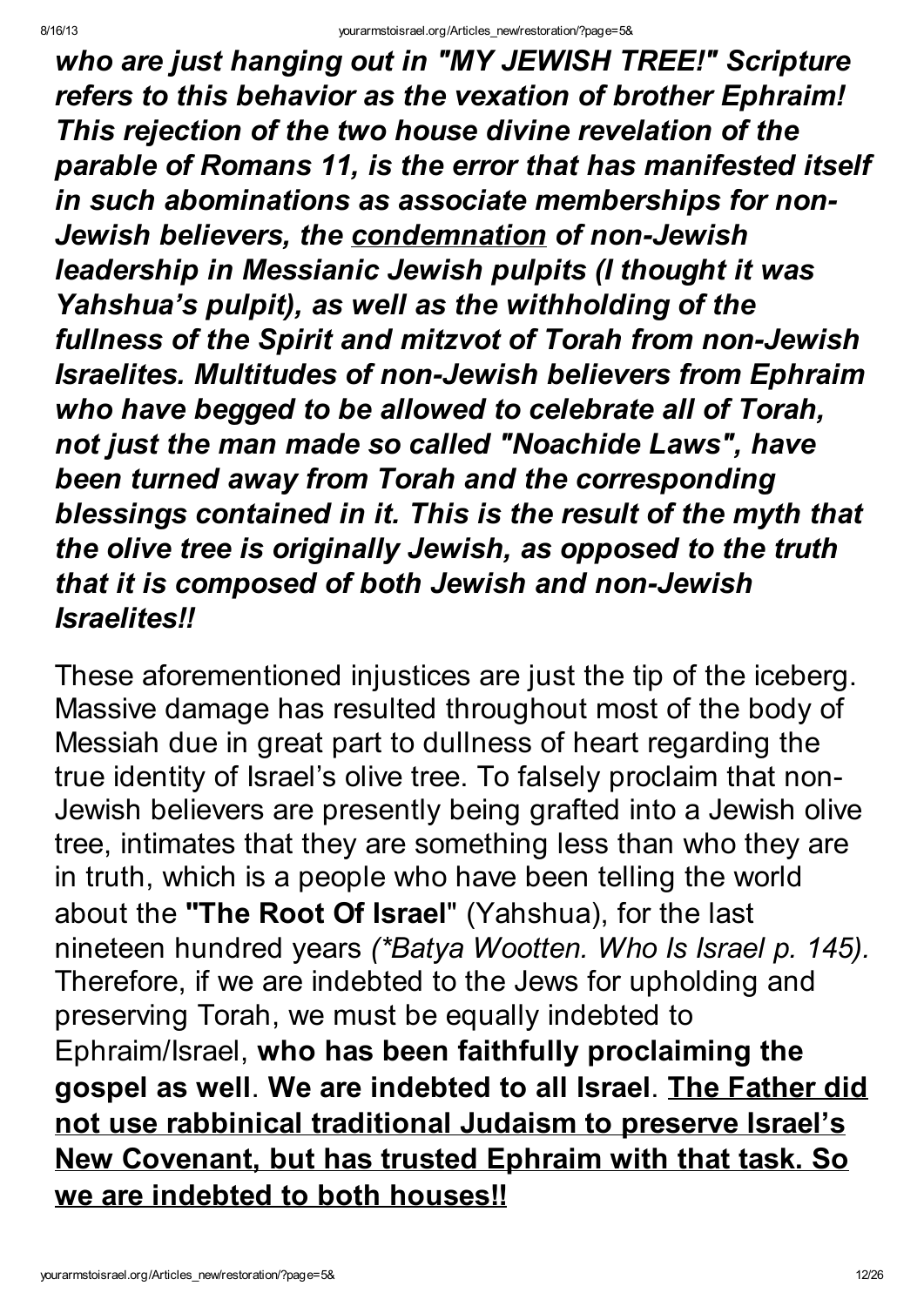***who are just hanging out in "MY JEWISH TREE!" Scripture refers to this behavior as the vexation of brother Ephraim! This rejection of the two house divine revelation of the parable of Romans 11, is the error that has manifested itself in such abominations as associate memberships for non-Jewish believers, the <u>condemnation</u> of non-Jewish leadership in Messianic Jewish pulpits (I thought it was Yahshua's pulpit), as well as the withholding of the fullness of the Spirit and mitzvot of Torah from non-Jewish Israelites. Multitudes of non-Jewish believers from Ephraim who have begged to be allowed to celebrate all of Torah, not just the man made so called "Noachide Laws", have been turned away from Torah and the corresponding blessings contained in it. This is the result of the myth that the olive tree is originally Jewish, as opposed to the truth that it is composed of both Jewish and non-Jewish Israelites!!***

These aforementioned injustices are just the tip of the iceberg. Massive damage has resulted throughout most of the body of Messiah due in great part to dullness of heart regarding the true identity of Israel's olive tree. To falsely proclaim that non-Jewish believers are presently being grafted into a Jewish olive tree, intimates that they are something less than who they are in truth, which is a people who have been telling the world about the **"The Root Of Israel"** (Yahshua), for the last nineteen hundred years *(\*Batya Wootten. Who Is Israel p. 145).* Therefore, if we are indebted to the Jews for upholding and preserving Torah, we must be equally indebted to Ephraim/Israel, **who has been faithfully proclaiming the gospel as well**. **We are indebted to all Israel**. **<u>The Father did not use rabbinical traditional Judaism to preserve Israel's New Covenant, but has trusted Ephraim with that task. So we are indebted to both houses!!</u>**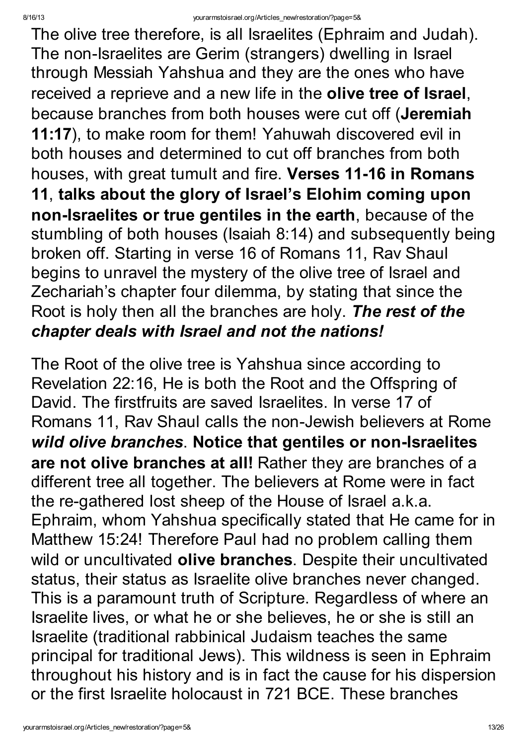The olive tree therefore, is all Israelites (Ephraim and Judah). The non-Israelites are Gerim (strangers) dwelling in Israel through Messiah Yahshua and they are the ones who have received a reprieve and a new life in the **olive tree of Israel**, because branches from both houses were cut off (**Jeremiah 11:17**), to make room for them! Yahuwah discovered evil in both houses and determined to cut off branches from both houses, with great tumult and fire. **Verses 11-16 in Romans 11**, **talks about the glory of Israel's Elohim coming upon non-Israelites or true gentiles in the earth**, because of the stumbling of both houses (Isaiah 8:14) and subsequently being broken off. Starting in verse 16 of Romans 11, Rav Shaul begins to unravel the mystery of the olive tree of Israel and Zechariah's chapter four dilemma, by stating that since the Root is holy then all the branches are holy. ***The rest of the chapter deals with Israel and not the nations!***

The Root of the olive tree is Yahshua since according to Revelation 22:16, He is both the Root and the Offspring of David. The firstfruits are saved Israelites. In verse 17 of Romans 11, Rav Shaul calls the non-Jewish believers at Rome ***wild olive branches***. **Notice that gentiles or non-Israelites are not olive branches at all!** Rather they are branches of a different tree all together. The believers at Rome were in fact the re-gathered lost sheep of the House of Israel a.k.a. Ephraim, whom Yahshua specifically stated that He came for in Matthew 15:24! Therefore Paul had no problem calling them wild or uncultivated **olive branches**. Despite their uncultivated status, their status as Israelite olive branches never changed. This is a paramount truth of Scripture. Regardless of where an Israelite lives, or what he or she believes, he or she is still an Israelite (traditional rabbinical Judaism teaches the same principal for traditional Jews). This wildness is seen in Ephraim throughout his history and is in fact the cause for his dispersion or the first Israelite holocaust in 721 BCE. These branches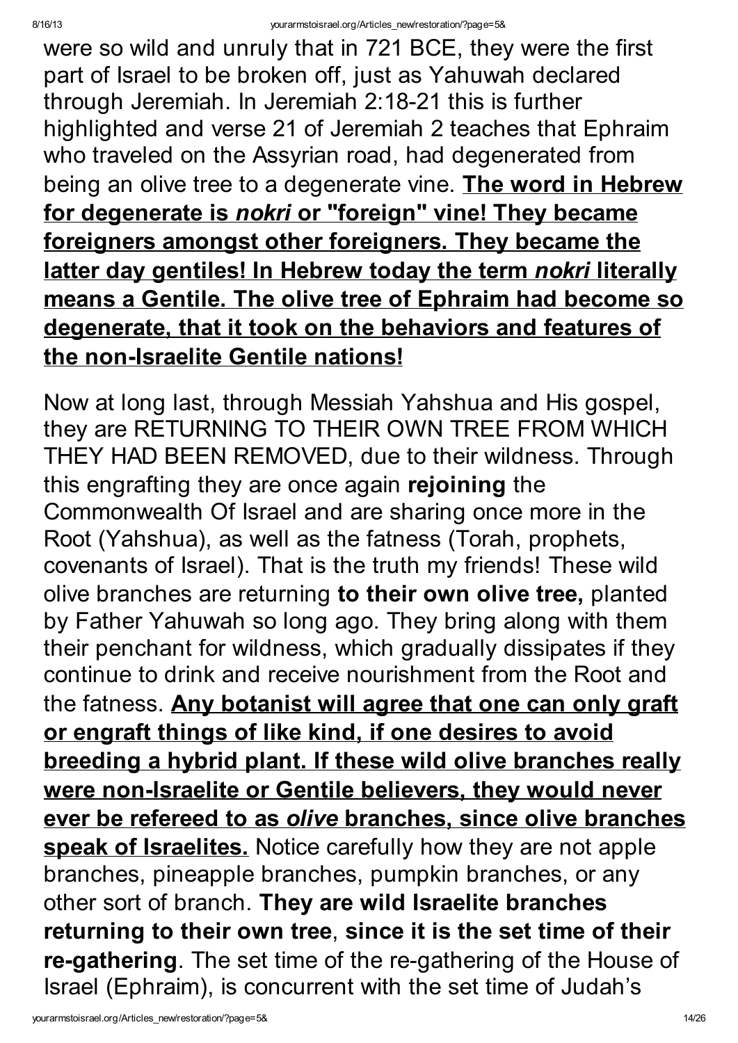were so wild and unruly that in 721 BCE, they were the first part of Israel to be broken off, just as Yahuwah declared through Jeremiah. In Jeremiah 2:18-21 this is further highlighted and verse 21 of Jeremiah 2 teaches that Ephraim who traveled on the Assyrian road, had degenerated from being an olive tree to a degenerate vine. **<u>The word in Hebrew for degenerate is *nokri* or "foreign" vine! They became foreigners amongst other foreigners. They became the latter day gentiles! In Hebrew today the term *nokri* literally means a Gentile. The olive tree of Ephraim had become so degenerate, that it took on the behaviors and features of the non-Israelite Gentile nations!</u>**

Now at long last, through Messiah Yahshua and His gospel, they are RETURNING TO THEIR OWN TREE FROM WHICH THEY HAD BEEN REMOVED, due to their wildness. Through this engrafting they are once again **rejoining** the Commonwealth Of Israel and are sharing once more in the Root (Yahshua), as well as the fatness (Torah, prophets, covenants of Israel). That is the truth my friends! These wild olive branches are returning **to their own olive tree,** planted by Father Yahuwah so long ago. They bring along with them their penchant for wildness, which gradually dissipates if they continue to drink and receive nourishment from the Root and the fatness. **<u>Any botanist will agree that one can only graft or engraft things of like kind, if one desires to avoid breeding a hybrid plant. If these wild olive branches really were non-Israelite or Gentile believers, they would never ever be refereed to as *olive* branches, since olive branches speak of Israelites.</u>** Notice carefully how they are not apple branches, pineapple branches, pumpkin branches, or any other sort of branch. **They are wild Israelite branches returning to their own tree**, **since it is the set time of their re-gathering**. The set time of the re-gathering of the House of Israel (Ephraim), is concurrent with the set time of Judah's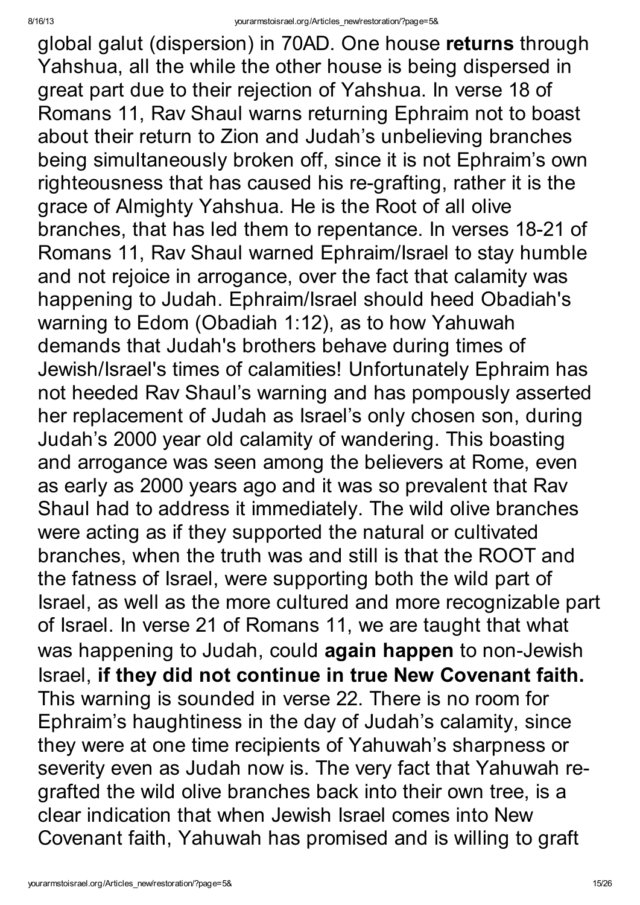global galut (dispersion) in 70AD. One house **returns** through Yahshua, all the while the other house is being dispersed in great part due to their rejection of Yahshua. In verse 18 of Romans 11, Rav Shaul warns returning Ephraim not to boast about their return to Zion and Judah's unbelieving branches being simultaneously broken off, since it is not Ephraim's own righteousness that has caused his re-grafting, rather it is the grace of Almighty Yahshua. He is the Root of all olive branches, that has led them to repentance. In verses 18-21 of Romans 11, Rav Shaul warned Ephraim/Israel to stay humble and not rejoice in arrogance, over the fact that calamity was happening to Judah. Ephraim/Israel should heed Obadiah's warning to Edom (Obadiah 1:12), as to how Yahuwah demands that Judah's brothers behave during times of Jewish/Israel's times of calamities! Unfortunately Ephraim has not heeded Rav Shaul's warning and has pompously asserted her replacement of Judah as Israel's only chosen son, during Judah's 2000 year old calamity of wandering. This boasting and arrogance was seen among the believers at Rome, even as early as 2000 years ago and it was so prevalent that Rav Shaul had to address it immediately. The wild olive branches were acting as if they supported the natural or cultivated branches, when the truth was and still is that the ROOT and the fatness of Israel, were supporting both the wild part of Israel, as well as the more cultured and more recognizable part of Israel. In verse 21 of Romans 11, we are taught that what was happening to Judah, could **again happen** to non-Jewish Israel, **if they did not continue in true New Covenant faith.** This warning is sounded in verse 22. There is no room for Ephraim's haughtiness in the day of Judah's calamity, since they were at one time recipients of Yahuwah's sharpness or severity even as Judah now is. The very fact that Yahuwah re-grafted the wild olive branches back into their own tree, is a clear indication that when Jewish Israel comes into New Covenant faith, Yahuwah has promised and is willing to graft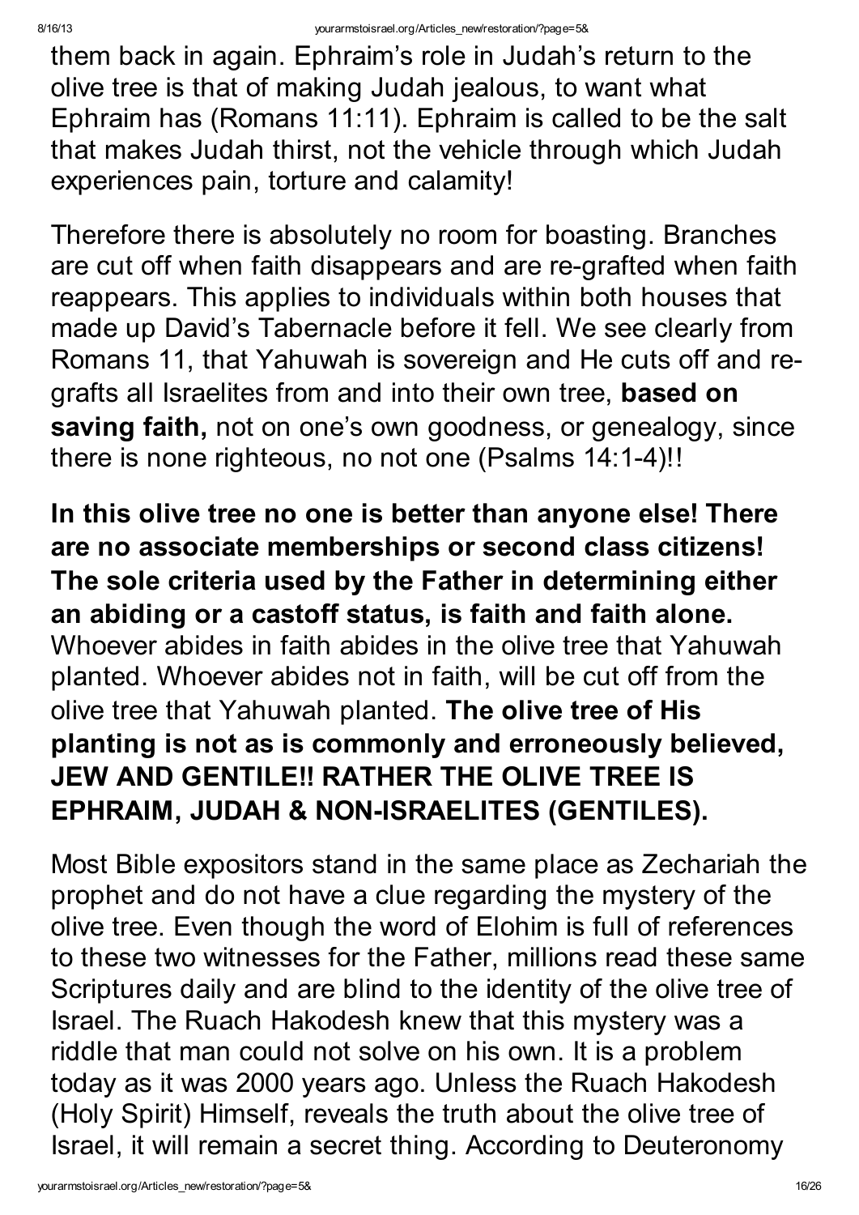them back in again. Ephraim's role in Judah's return to the olive tree is that of making Judah jealous, to want what Ephraim has (Romans 11:11). Ephraim is called to be the salt that makes Judah thirst, not the vehicle through which Judah experiences pain, torture and calamity!

Therefore there is absolutely no room for boasting. Branches are cut off when faith disappears and are re-grafted when faith reappears. This applies to individuals within both houses that made up David's Tabernacle before it fell. We see clearly from Romans 11, that Yahuwah is sovereign and He cuts off and re-grafts all Israelites from and into their own tree, **based on saving faith,** not on one's own goodness, or genealogy, since there is none righteous, no not one (Psalms 14:1-4)!!

**In this olive tree no one is better than anyone else! There are no associate memberships or second class citizens! The sole criteria used by the Father in determining either an abiding or a castoff status, is faith and faith alone.** Whoever abides in faith abides in the olive tree that Yahuwah planted. Whoever abides not in faith, will be cut off from the olive tree that Yahuwah planted. **The olive tree of His planting is not as is commonly and erroneously believed, JEW AND GENTILE!! RATHER THE OLIVE TREE IS EPHRAIM, JUDAH & NON-ISRAELITES (GENTILES).**

Most Bible expositors stand in the same place as Zechariah the prophet and do not have a clue regarding the mystery of the olive tree. Even though the word of Elohim is full of references to these two witnesses for the Father, millions read these same Scriptures daily and are blind to the identity of the olive tree of Israel. The Ruach Hakodesh knew that this mystery was a riddle that man could not solve on his own. It is a problem today as it was 2000 years ago. Unless the Ruach Hakodesh (Holy Spirit) Himself, reveals the truth about the olive tree of Israel, it will remain a secret thing. According to Deuteronomy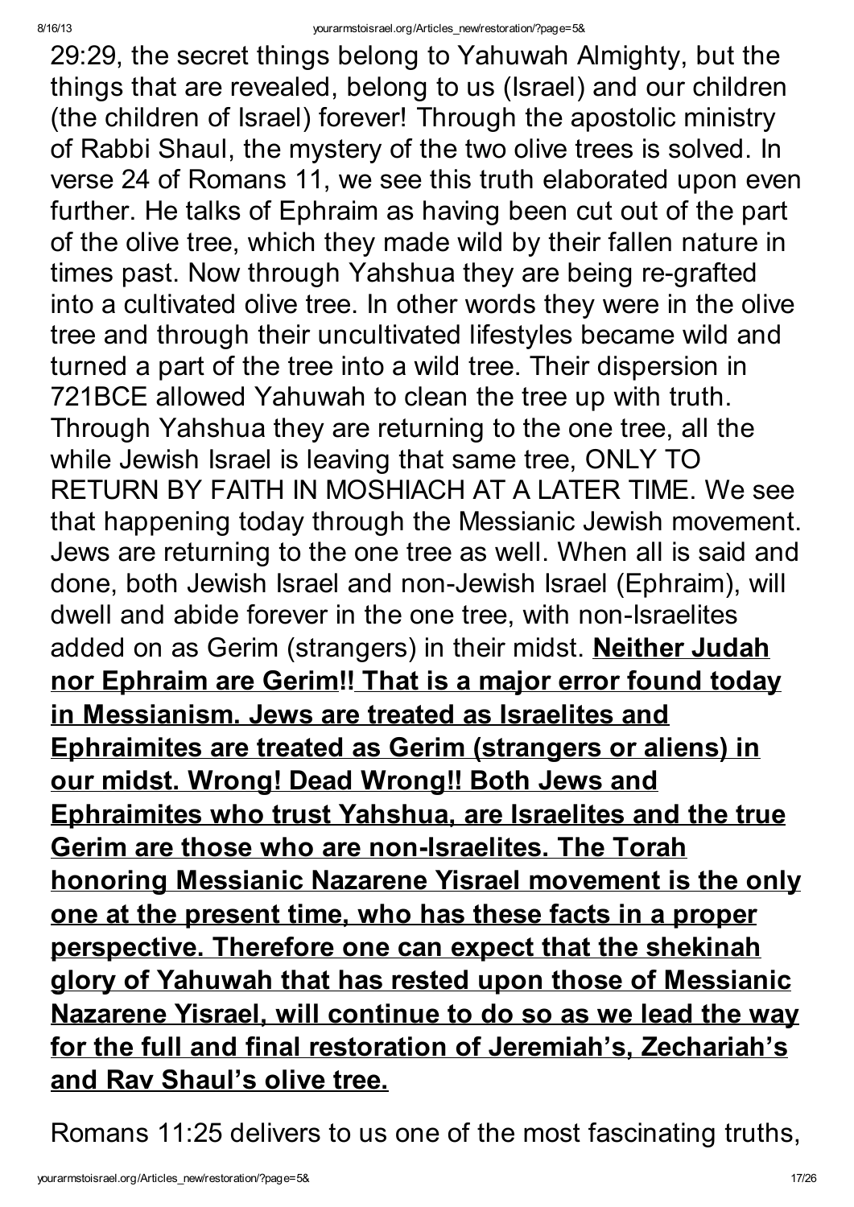29:29, the secret things belong to Yahuwah Almighty, but the things that are revealed, belong to us (Israel) and our children (the children of Israel) forever! Through the apostolic ministry of Rabbi Shaul, the mystery of the two olive trees is solved. In verse 24 of Romans 11, we see this truth elaborated upon even further. He talks of Ephraim as having been cut out of the part of the olive tree, which they made wild by their fallen nature in times past. Now through Yahshua they are being re-grafted into a cultivated olive tree. In other words they were in the olive tree and through their uncultivated lifestyles became wild and turned a part of the tree into a wild tree. Their dispersion in 721BCE allowed Yahuwah to clean the tree up with truth. Through Yahshua they are returning to the one tree, all the while Jewish Israel is leaving that same tree, ONLY TO RETURN BY FAITH IN MOSHIACH AT A LATER TIME. We see that happening today through the Messianic Jewish movement. Jews are returning to the one tree as well. When all is said and done, both Jewish Israel and non-Jewish Israel (Ephraim), will dwell and abide forever in the one tree, with non-Israelites added on as Gerim (strangers) in their midst. **Neither Judah nor Ephraim are Gerim!! That is a major error found today in Messianism. Jews are treated as Israelites and Ephraimites are treated as Gerim (strangers or aliens) in our midst. Wrong! Dead Wrong!! Both Jews and Ephraimites who trust Yahshua, are Israelites and the true Gerim are those who are non-Israelites. The Torah honoring Messianic Nazarene Yisrael movement is the only one at the present time, who has these facts in a proper perspective. Therefore one can expect that the shekinah glory of Yahuwah that has rested upon those of Messianic Nazarene Yisrael, will continue to do so as we lead the way for the full and final restoration of Jeremiah's, Zechariah's and Rav Shaul's olive tree.**

Romans 11:25 delivers to us one of the most fascinating truths,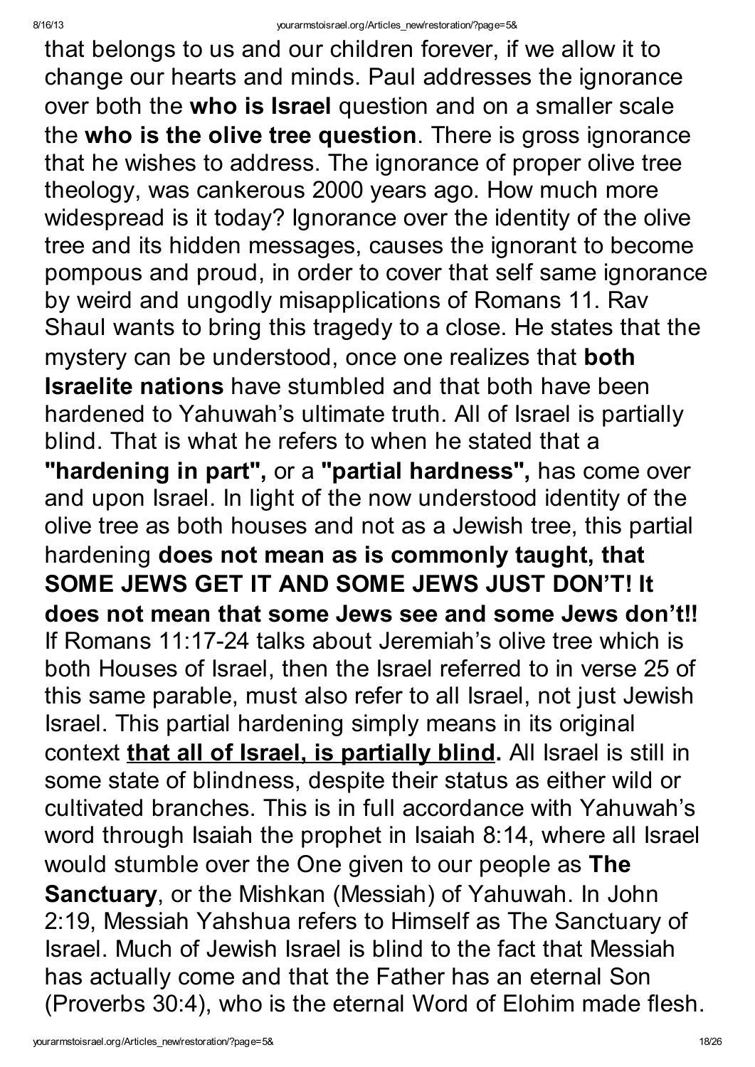that belongs to us and our children forever, if we allow it to change our hearts and minds. Paul addresses the ignorance over both the **who is Israel** question and on a smaller scale the **who is the olive tree question**. There is gross ignorance that he wishes to address. The ignorance of proper olive tree theology, was cankerous 2000 years ago. How much more widespread is it today? Ignorance over the identity of the olive tree and its hidden messages, causes the ignorant to become pompous and proud, in order to cover that self same ignorance by weird and ungodly misapplications of Romans 11. Rav Shaul wants to bring this tragedy to a close. He states that the mystery can be understood, once one realizes that **both Israelite nations** have stumbled and that both have been hardened to Yahuwah's ultimate truth. All of Israel is partially blind. That is what he refers to when he stated that a **"hardening in part",** or a **"partial hardness",** has come over and upon Israel. In light of the now understood identity of the olive tree as both houses and not as a Jewish tree, this partial hardening **does not mean as is commonly taught, that SOME JEWS GET IT AND SOME JEWS JUST DON'T! It does not mean that some Jews see and some Jews don't!!** If Romans 11:17-24 talks about Jeremiah's olive tree which is both Houses of Israel, then the Israel referred to in verse 25 of this same parable, must also refer to all Israel, not just Jewish Israel. This partial hardening simply means in its original context **<u>that all of Israel, is partially blind</u>.** All Israel is still in some state of blindness, despite their status as either wild or cultivated branches. This is in full accordance with Yahuwah's word through Isaiah the prophet in Isaiah 8:14, where all Israel would stumble over the One given to our people as **The Sanctuary**, or the Mishkan (Messiah) of Yahuwah. In John 2:19, Messiah Yahshua refers to Himself as The Sanctuary of Israel. Much of Jewish Israel is blind to the fact that Messiah has actually come and that the Father has an eternal Son (Proverbs 30:4), who is the eternal Word of Elohim made flesh.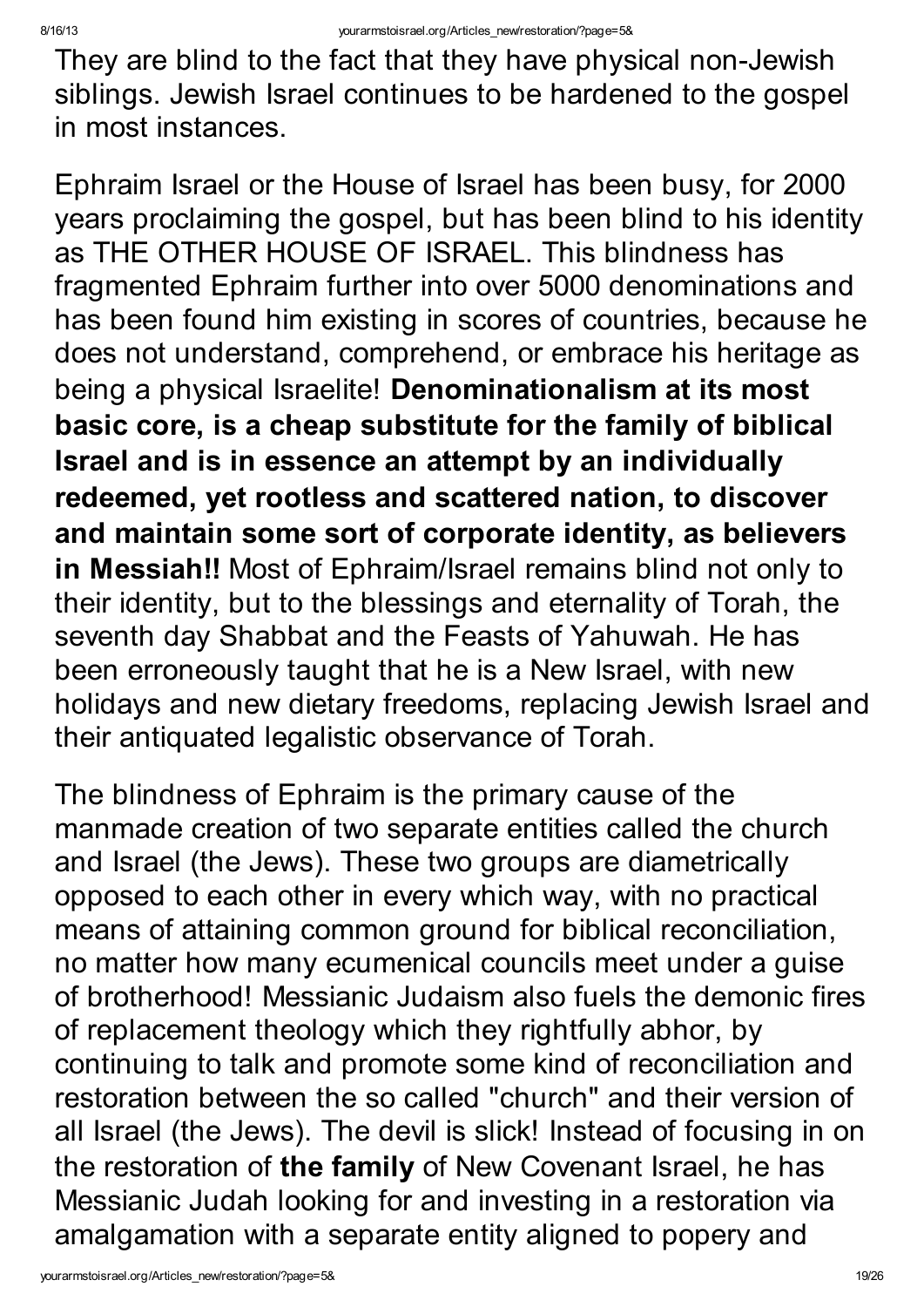They are blind to the fact that they have physical non-Jewish siblings. Jewish Israel continues to be hardened to the gospel in most instances.

Ephraim Israel or the House of Israel has been busy, for 2000 years proclaiming the gospel, but has been blind to his identity as THE OTHER HOUSE OF ISRAEL. This blindness has fragmented Ephraim further into over 5000 denominations and has been found him existing in scores of countries, because he does not understand, comprehend, or embrace his heritage as being a physical Israelite! **Denominationalism at its most basic core, is a cheap substitute for the family of biblical Israel and is in essence an attempt by an individually redeemed, yet rootless and scattered nation, to discover and maintain some sort of corporate identity, as believers in Messiah!!** Most of Ephraim/Israel remains blind not only to their identity, but to the blessings and eternality of Torah, the seventh day Shabbat and the Feasts of Yahuwah. He has been erroneously taught that he is a New Israel, with new holidays and new dietary freedoms, replacing Jewish Israel and their antiquated legalistic observance of Torah.

The blindness of Ephraim is the primary cause of the manmade creation of two separate entities called the church and Israel (the Jews). These two groups are diametrically opposed to each other in every which way, with no practical means of attaining common ground for biblical reconciliation, no matter how many ecumenical councils meet under a guise of brotherhood! Messianic Judaism also fuels the demonic fires of replacement theology which they rightfully abhor, by continuing to talk and promote some kind of reconciliation and restoration between the so called "church" and their version of all Israel (the Jews). The devil is slick! Instead of focusing in on the restoration of **the family** of New Covenant Israel, he has Messianic Judah looking for and investing in a restoration via amalgamation with a separate entity aligned to popery and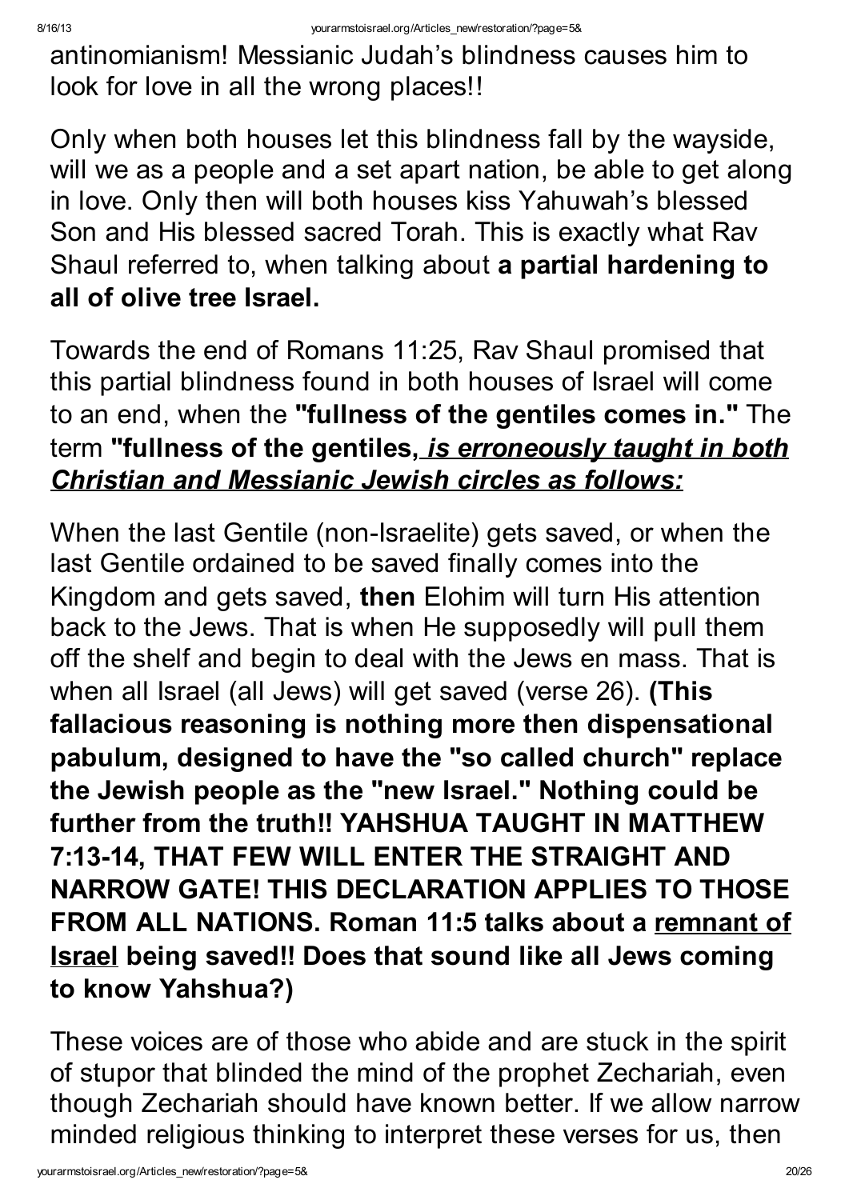antinomianism! Messianic Judah's blindness causes him to look for love in all the wrong places!!

Only when both houses let this blindness fall by the wayside, will we as a people and a set apart nation, be able to get along in love. Only then will both houses kiss Yahuwah's blessed Son and His blessed sacred Torah. This is exactly what Rav Shaul referred to, when talking about **a partial hardening to all of olive tree Israel.**

Towards the end of Romans 11:25, Rav Shaul promised that this partial blindness found in both houses of Israel will come to an end, when the **"fullness of the gentiles comes in."** The term **"fullness of the gentiles,** ***is erroneously taught in both Christian and Messianic Jewish circles as follows:***

When the last Gentile (non-Israelite) gets saved, or when the last Gentile ordained to be saved finally comes into the Kingdom and gets saved, **then** Elohim will turn His attention back to the Jews. That is when He supposedly will pull them off the shelf and begin to deal with the Jews en mass. That is when all Israel (all Jews) will get saved (verse 26). **(This fallacious reasoning is nothing more then dispensational pabulum, designed to have the "so called church" replace the Jewish people as the "new Israel." Nothing could be further from the truth!! YAHSHUA TAUGHT IN MATTHEW 7:13-14, THAT FEW WILL ENTER THE STRAIGHT AND NARROW GATE! THIS DECLARATION APPLIES TO THOSE FROM ALL NATIONS. Roman 11:5 talks about a remnant of Israel being saved!! Does that sound like all Jews coming to know Yahshua?)**

These voices are of those who abide and are stuck in the spirit of stupor that blinded the mind of the prophet Zechariah, even though Zechariah should have known better. If we allow narrow minded religious thinking to interpret these verses for us, then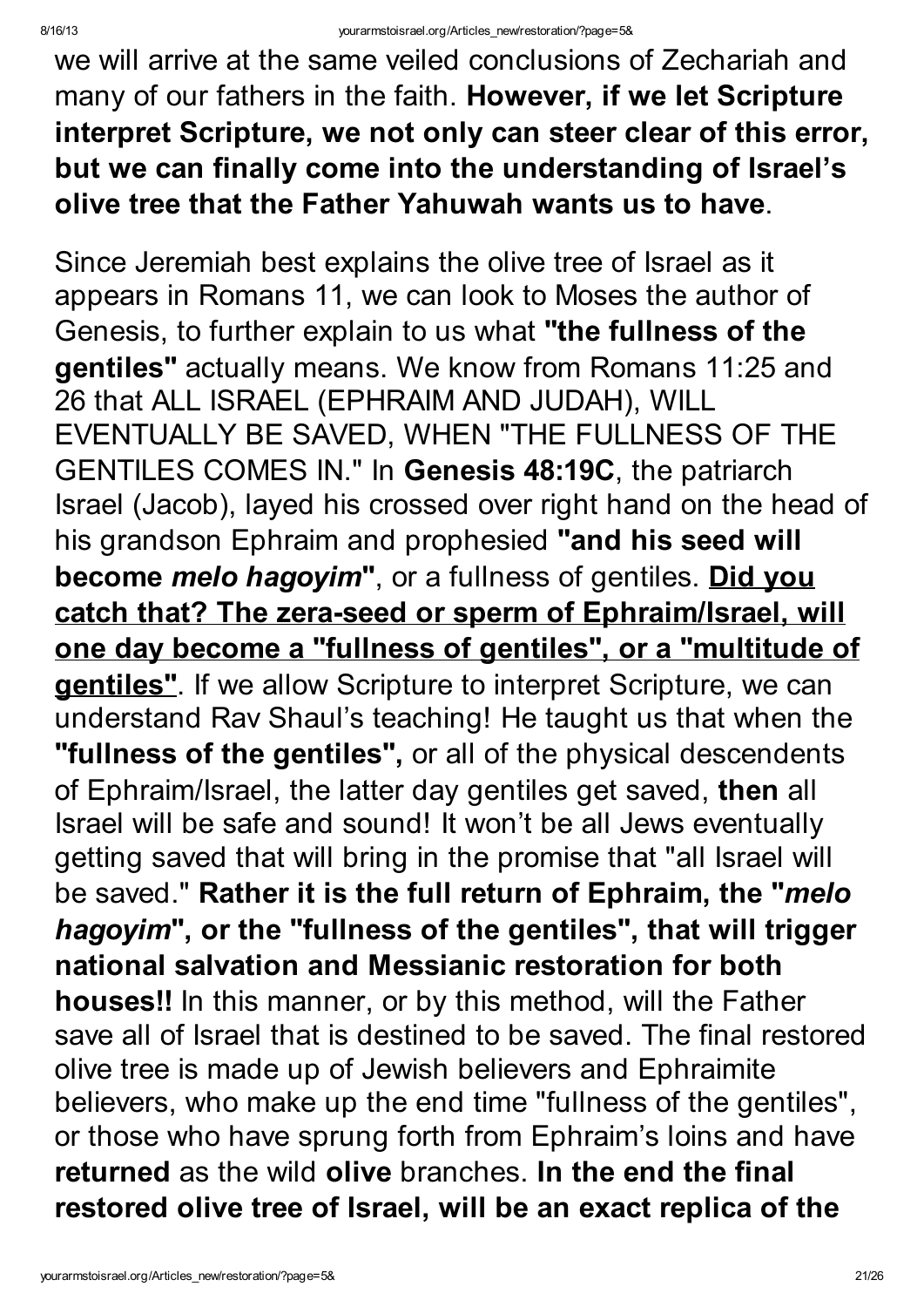we will arrive at the same veiled conclusions of Zechariah and many of our fathers in the faith. **However, if we let Scripture interpret Scripture, we not only can steer clear of this error, but we can finally come into the understanding of Israel's olive tree that the Father Yahuwah wants us to have**.

Since Jeremiah best explains the olive tree of Israel as it appears in Romans 11, we can look to Moses the author of Genesis, to further explain to us what **"the fullness of the gentiles"** actually means. We know from Romans 11:25 and 26 that ALL ISRAEL (EPHRAIM AND JUDAH), WILL EVENTUALLY BE SAVED, WHEN "THE FULLNESS OF THE GENTILES COMES IN." In **Genesis 48:19C**, the patriarch Israel (Jacob), layed his crossed over right hand on the head of his grandson Ephraim and prophesied **"and his seed will become *melo hagoyim*"**, or a fullness of gentiles. <u>**Did you catch that? The zera-seed or sperm of Ephraim/Israel, will one day become a "fullness of gentiles", or a "multitude of gentiles"**</u>. If we allow Scripture to interpret Scripture, we can understand Rav Shaul's teaching! He taught us that when the **"fullness of the gentiles",** or all of the physical descendents of Ephraim/Israel, the latter day gentiles get saved, **then** all Israel will be safe and sound! It won't be all Jews eventually getting saved that will bring in the promise that "all Israel will be saved." **Rather it is the full return of Ephraim, the "*melo hagoyim*", or the "fullness of the gentiles", that will trigger national salvation and Messianic restoration for both houses!!** In this manner, or by this method, will the Father save all of Israel that is destined to be saved. The final restored olive tree is made up of Jewish believers and Ephraimite believers, who make up the end time "fullness of the gentiles", or those who have sprung forth from Ephraim's loins and have **returned** as the wild **olive** branches. **In the end the final restored olive tree of Israel, will be an exact replica of the**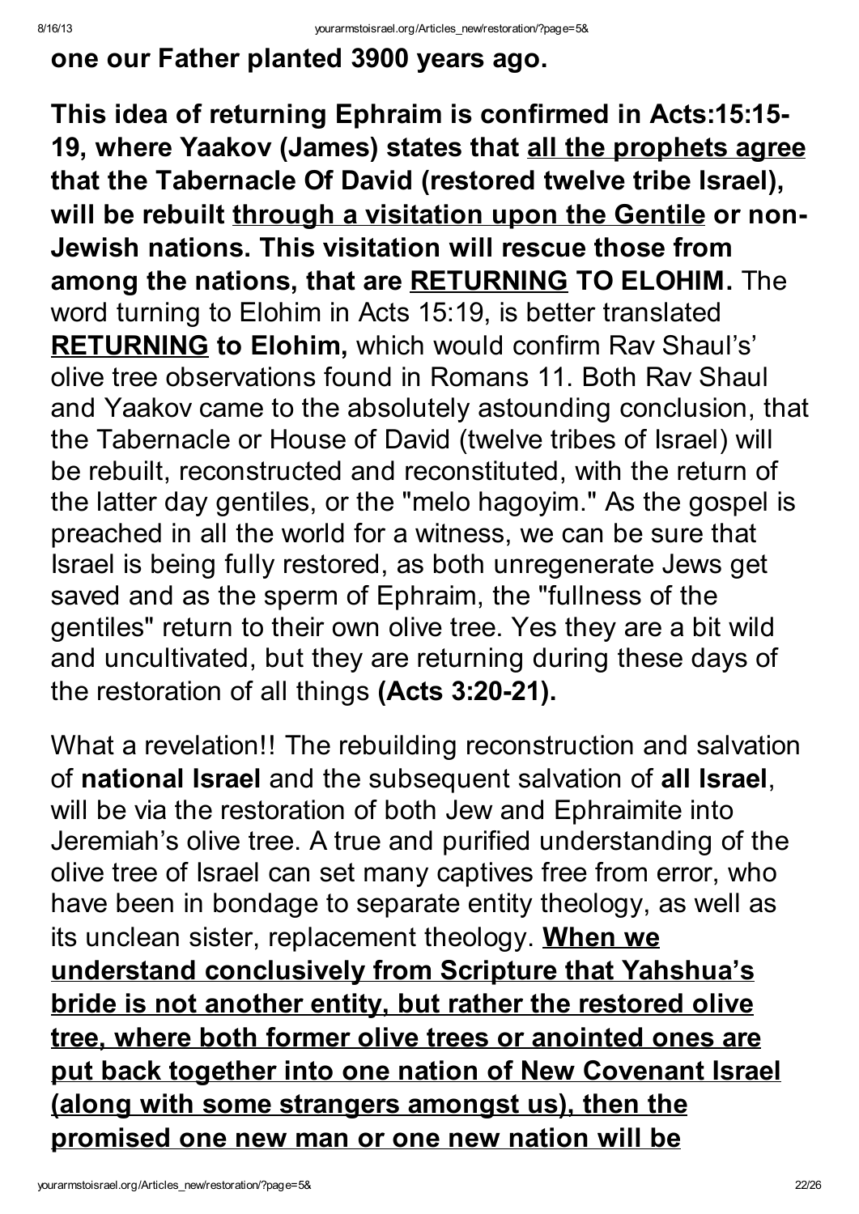**one our Father planted 3900 years ago.**

**This idea of returning Ephraim is confirmed in Acts:15:15-19, where Yaakov (James) states that <u>all the prophets agree</u> that the Tabernacle Of David (restored twelve tribe Israel), will be rebuilt <u>through a visitation upon the Gentile</u> or non-Jewish nations. This visitation will rescue those from among the nations, that are <u>RETURNING</u> TO ELOHIM.** The word turning to Elohim in Acts 15:19, is better translated **<u>RETURNING</u> to Elohim,** which would confirm Rav Shaul's' olive tree observations found in Romans 11. Both Rav Shaul and Yaakov came to the absolutely astounding conclusion, that the Tabernacle or House of David (twelve tribes of Israel) will be rebuilt, reconstructed and reconstituted, with the return of the latter day gentiles, or the "melo hagoyim." As the gospel is preached in all the world for a witness, we can be sure that Israel is being fully restored, as both unregenerate Jews get saved and as the sperm of Ephraim, the "fullness of the gentiles" return to their own olive tree. Yes they are a bit wild and uncultivated, but they are returning during these days of the restoration of all things **(Acts 3:20-21).**

What a revelation!! The rebuilding reconstruction and salvation of **national Israel** and the subsequent salvation of **all Israel**, will be via the restoration of both Jew and Ephraimite into Jeremiah's olive tree. A true and purified understanding of the olive tree of Israel can set many captives free from error, who have been in bondage to separate entity theology, as well as its unclean sister, replacement theology. **<u>When we understand conclusively from Scripture that Yahshua's bride is not another entity, but rather the restored olive tree, where both former olive trees or anointed ones are put back together into one nation of New Covenant Israel (along with some strangers amongst us), then the promised one new man or one new nation will be</u>**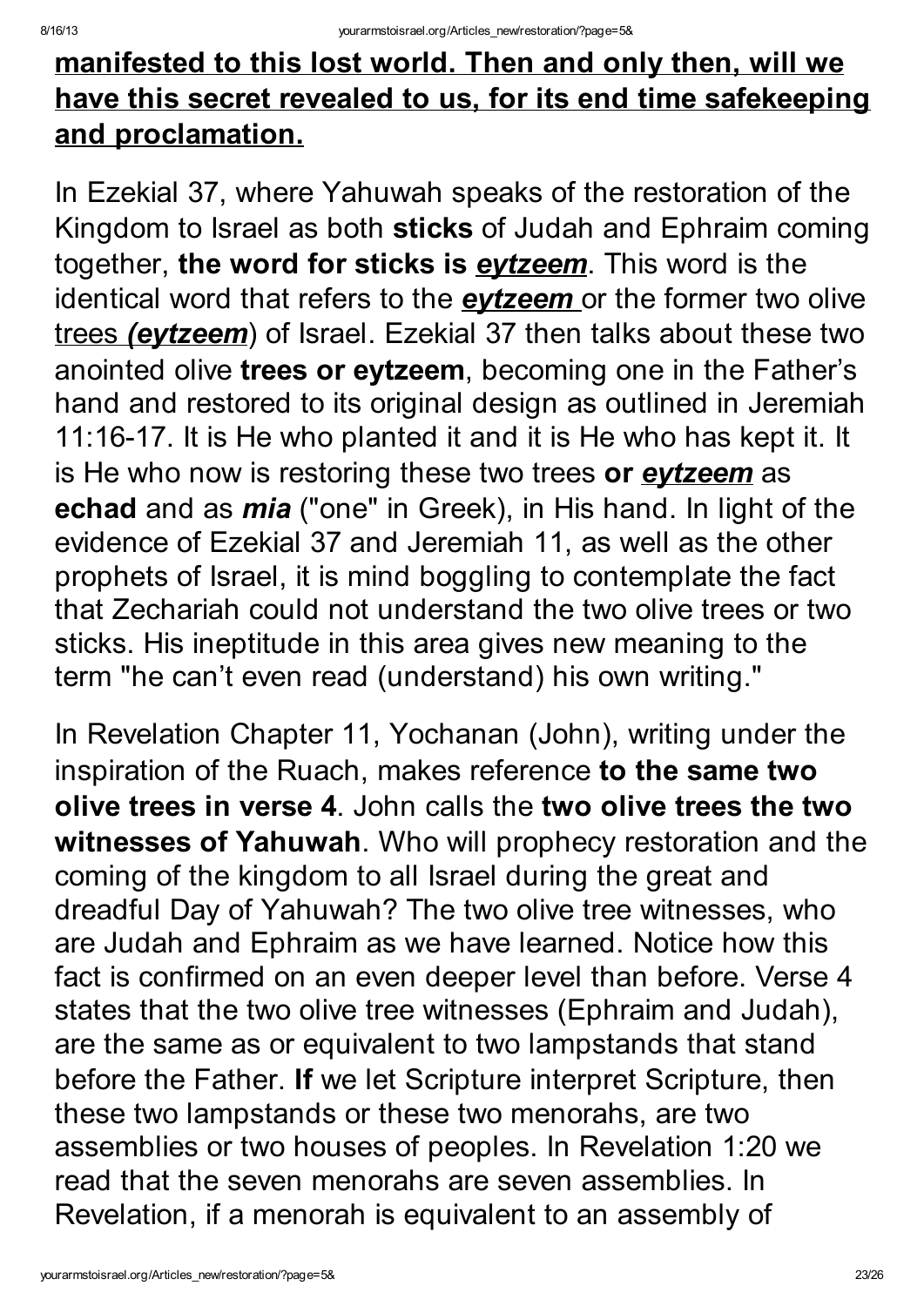**<u>manifested to this lost world. Then and only then, will we have this secret revealed to us, for its end time safekeeping and proclamation.</u>**

In Ezekial 37, where Yahuwah speaks of the restoration of the Kingdom to Israel as both **sticks** of Judah and Ephraim coming together, **the word for sticks is *<u>eytzeem</u>***. This word is the identical word that refers to the ***<u>eytzeem</u>*** or the former two olive <u>trees ***(eytzeem***</u>) of Israel. Ezekial 37 then talks about these two anointed olive **trees or eytzeem**, becoming one in the Father's hand and restored to its original design as outlined in Jeremiah 11:16-17. It is He who planted it and it is He who has kept it. It is He who now is restoring these two trees **or *<u>eytzeem</u>*** as **echad** and as ***mia*** ("one" in Greek), in His hand. In light of the evidence of Ezekial 37 and Jeremiah 11, as well as the other prophets of Israel, it is mind boggling to contemplate the fact that Zechariah could not understand the two olive trees or two sticks. His ineptitude in this area gives new meaning to the term "he can't even read (understand) his own writing."

In Revelation Chapter 11, Yochanan (John), writing under the inspiration of the Ruach, makes reference **to the same two olive trees in verse 4**. John calls the **two olive trees the two witnesses of Yahuwah**. Who will prophecy restoration and the coming of the kingdom to all Israel during the great and dreadful Day of Yahuwah? The two olive tree witnesses, who are Judah and Ephraim as we have learned. Notice how this fact is confirmed on an even deeper level than before. Verse 4 states that the two olive tree witnesses (Ephraim and Judah), are the same as or equivalent to two lampstands that stand before the Father. **If** we let Scripture interpret Scripture, then these two lampstands or these two menorahs, are two assemblies or two houses of peoples. In Revelation 1:20 we read that the seven menorahs are seven assemblies. In Revelation, if a menorah is equivalent to an assembly of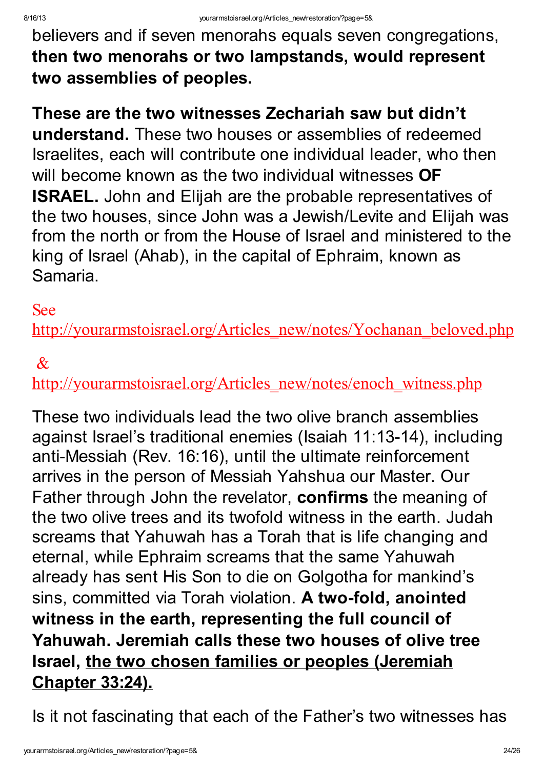believers and if seven menorahs equals seven congregations, **then two menorahs or two lampstands, would represent two assemblies of peoples.**

**These are the two witnesses Zechariah saw but didn't understand.** These two houses or assemblies of redeemed Israelites, each will contribute one individual leader, who then will become known as the two individual witnesses **OF ISRAEL.** John and Elijah are the probable representatives of the two houses, since John was a Jewish/Levite and Elijah was from the north or from the House of Israel and ministered to the king of Israel (Ahab), in the capital of Ephraim, known as Samaria.

See http://yourarmstoisrael.org/Articles_new/notes/Yochanan_beloved.php

& http://yourarmstoisrael.org/Articles_new/notes/enoch_witness.php

These two individuals lead the two olive branch assemblies against Israel's traditional enemies (Isaiah 11:13-14), including anti-Messiah (Rev. 16:16), until the ultimate reinforcement arrives in the person of Messiah Yahshua our Master. Our Father through John the revelator, **confirms** the meaning of the two olive trees and its twofold witness in the earth. Judah screams that Yahuwah has a Torah that is life changing and eternal, while Ephraim screams that the same Yahuwah already has sent His Son to die on Golgotha for mankind's sins, committed via Torah violation. **A two-fold, anointed witness in the earth, representing the full council of Yahuwah. Jeremiah calls these two houses of olive tree Israel, <u>the two chosen families or peoples (Jeremiah Chapter 33:24).</u>**

Is it not fascinating that each of the Father's two witnesses has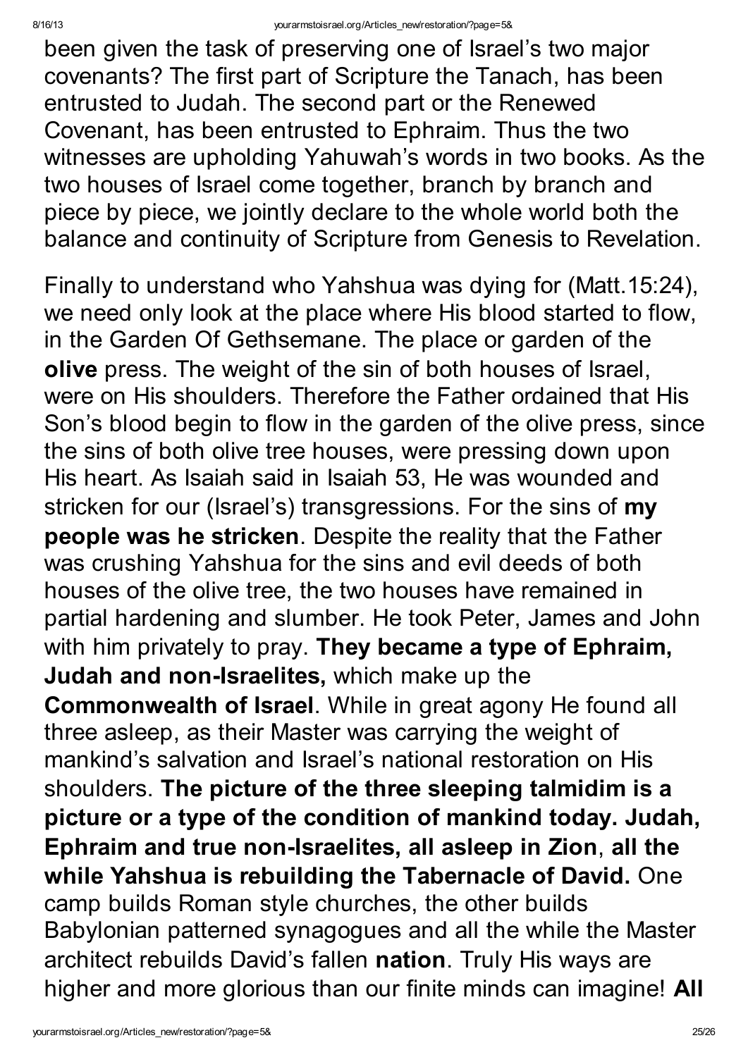been given the task of preserving one of Israel's two major covenants? The first part of Scripture the Tanach, has been entrusted to Judah. The second part or the Renewed Covenant, has been entrusted to Ephraim. Thus the two witnesses are upholding Yahuwah's words in two books. As the two houses of Israel come together, branch by branch and piece by piece, we jointly declare to the whole world both the balance and continuity of Scripture from Genesis to Revelation.

Finally to understand who Yahshua was dying for (Matt.15:24), we need only look at the place where His blood started to flow, in the Garden Of Gethsemane. The place or garden of the **olive** press. The weight of the sin of both houses of Israel, were on His shoulders. Therefore the Father ordained that His Son's blood begin to flow in the garden of the olive press, since the sins of both olive tree houses, were pressing down upon His heart. As Isaiah said in Isaiah 53, He was wounded and stricken for our (Israel's) transgressions. For the sins of **my people was he stricken**. Despite the reality that the Father was crushing Yahshua for the sins and evil deeds of both houses of the olive tree, the two houses have remained in partial hardening and slumber. He took Peter, James and John with him privately to pray. **They became a type of Ephraim, Judah and non-Israelites,** which make up the **Commonwealth of Israel**. While in great agony He found all three asleep, as their Master was carrying the weight of mankind's salvation and Israel's national restoration on His shoulders. **The picture of the three sleeping talmidim is a picture or a type of the condition of mankind today. Judah, Ephraim and true non-Israelites, all asleep in Zion**, **all the while Yahshua is rebuilding the Tabernacle of David.** One camp builds Roman style churches, the other builds Babylonian patterned synagogues and all the while the Master architect rebuilds David's fallen **nation**. Truly His ways are higher and more glorious than our finite minds can imagine! **All**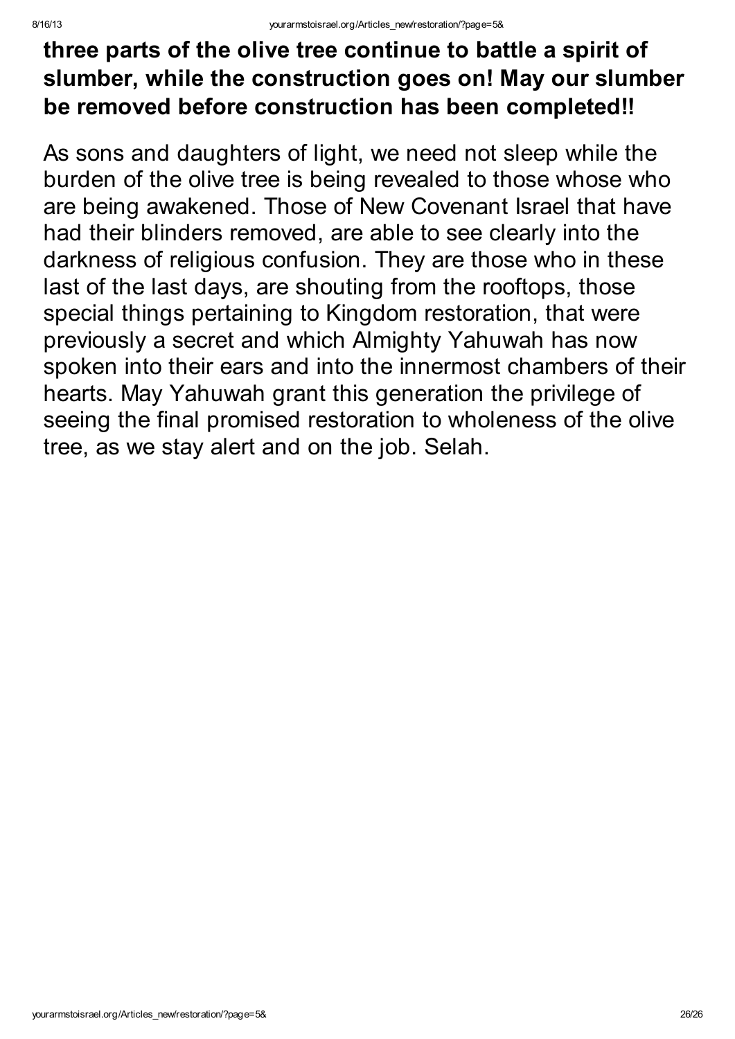**three parts of the olive tree continue to battle a spirit of slumber, while the construction goes on! May our slumber be removed before construction has been completed!!**

As sons and daughters of light, we need not sleep while the burden of the olive tree is being revealed to those whose who are being awakened. Those of New Covenant Israel that have had their blinders removed, are able to see clearly into the darkness of religious confusion. They are those who in these last of the last days, are shouting from the rooftops, those special things pertaining to Kingdom restoration, that were previously a secret and which Almighty Yahuwah has now spoken into their ears and into the innermost chambers of their hearts. May Yahuwah grant this generation the privilege of seeing the final promised restoration to wholeness of the olive tree, as we stay alert and on the job. Selah.